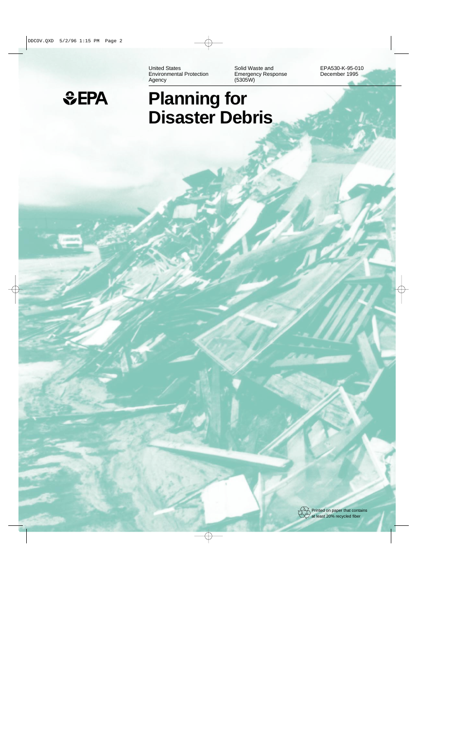United States Environmental Protection Agency

Solid Waste and Emergency Response (5305W)

EPA530-K-95-010
December 1995

EPA

# Planning for Disaster Debris

Printed on paper that contains at least 20% recycled fiber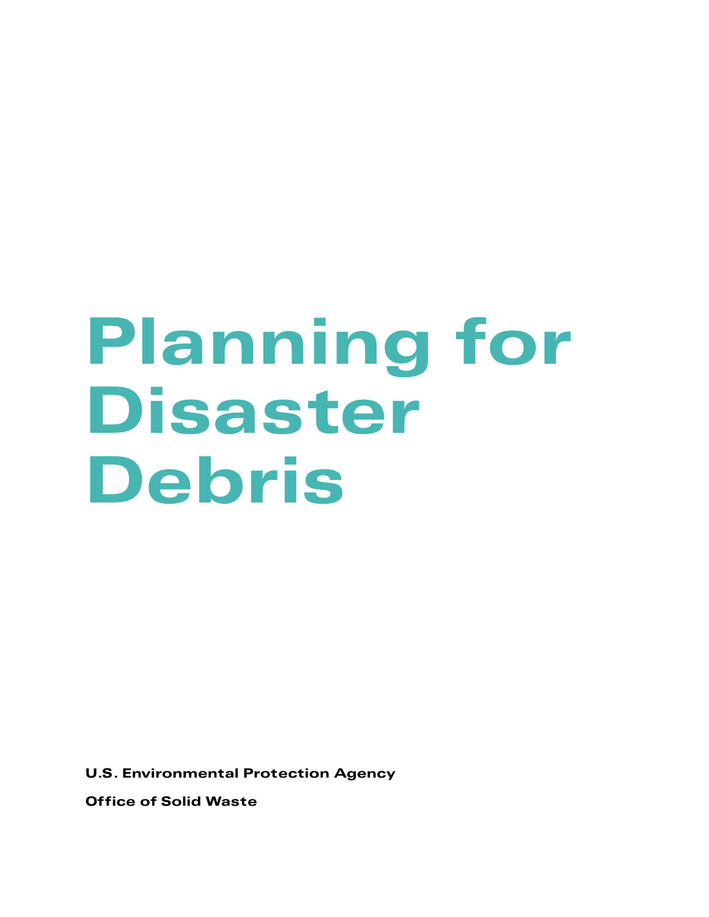# Planning for Disaster Debris

**U.S. Environmental Protection Agency**

**Office of Solid Waste**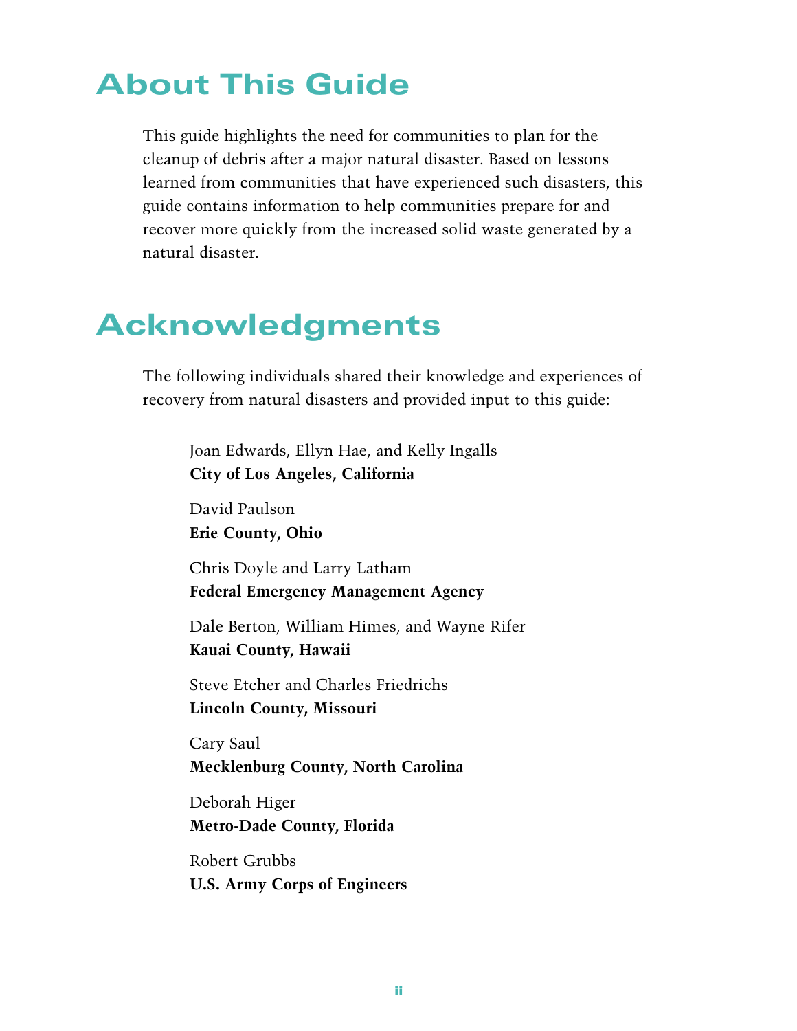## About This Guide

This guide highlights the need for communities to plan for the cleanup of debris after a major natural disaster. Based on lessons learned from communities that have experienced such disasters, this guide contains information to help communities prepare for and recover more quickly from the increased solid waste generated by a natural disaster.

## Acknowledgments

The following individuals shared their knowledge and experiences of recovery from natural disasters and provided input to this guide:

Joan Edwards, Ellyn Hae, and Kelly Ingalls
**City of Los Angeles, California**

David Paulson
**Erie County, Ohio**

Chris Doyle and Larry Latham
**Federal Emergency Management Agency**

Dale Berton, William Himes, and Wayne Rifer
**Kauai County, Hawaii**

Steve Etcher and Charles Friedrichs
**Lincoln County, Missouri**

Cary Saul
**Mecklenburg County, North Carolina**

Deborah Higer
**Metro-Dade County, Florida**

Robert Grubbs
**U.S. Army Corps of Engineers**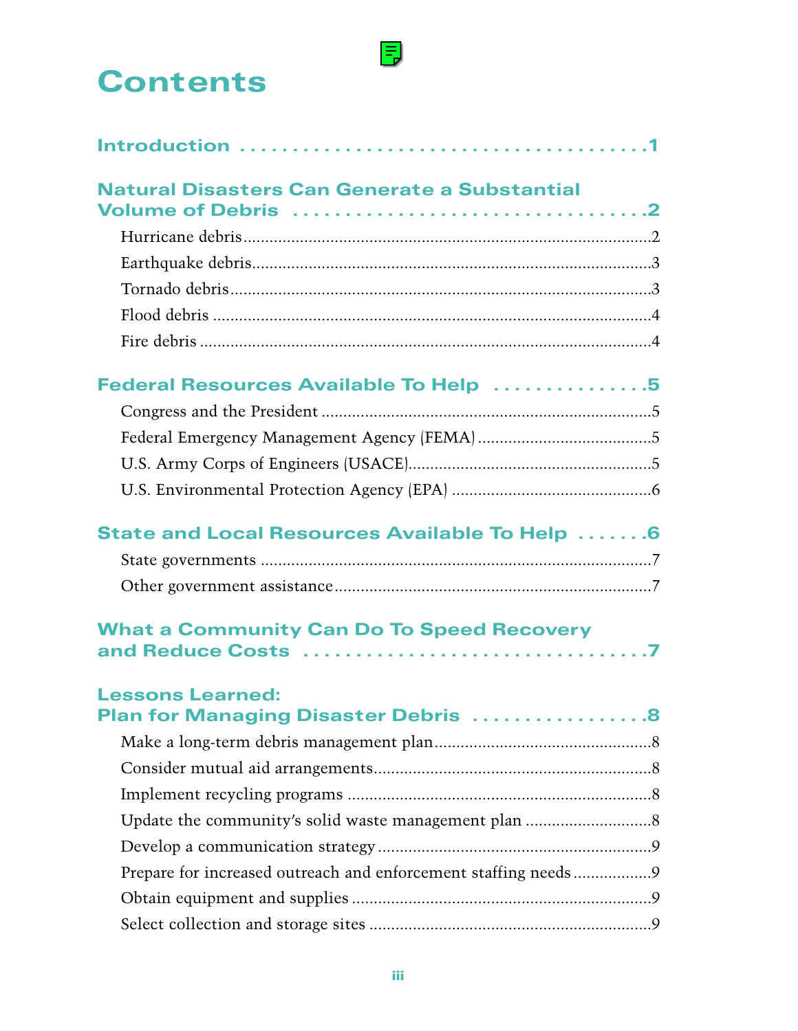# Contents

**Introduction** ........................................ 1

**Natural Disasters Can Generate a Substantial Volume of Debris** ........................................ 2

- Hurricane debris ........................................ 2
- Earthquake debris ........................................ 3
- Tornado debris ........................................ 3
- Flood debris ........................................ 4
- Fire debris ........................................ 4

**Federal Resources Available To Help** ........................................ 5

- Congress and the President ........................................ 5
- Federal Emergency Management Agency (FEMA) ........................................ 5
- U.S. Army Corps of Engineers (USACE) ........................................ 5
- U.S. Environmental Protection Agency (EPA) ........................................ 6

**State and Local Resources Available To Help** ........................................ 6

- State governments ........................................ 7
- Other government assistance ........................................ 7

**What a Community Can Do To Speed Recovery and Reduce Costs** ........................................ 7

**Lessons Learned: Plan for Managing Disaster Debris** ........................................ 8

- Make a long-term debris management plan ........................................ 8
- Consider mutual aid arrangements ........................................ 8
- Implement recycling programs ........................................ 8
- Update the community's solid waste management plan ........................................ 8
- Develop a communication strategy ........................................ 9
- Prepare for increased outreach and enforcement staffing needs ........................................ 9
- Obtain equipment and supplies ........................................ 9
- Select collection and storage sites ........................................ 9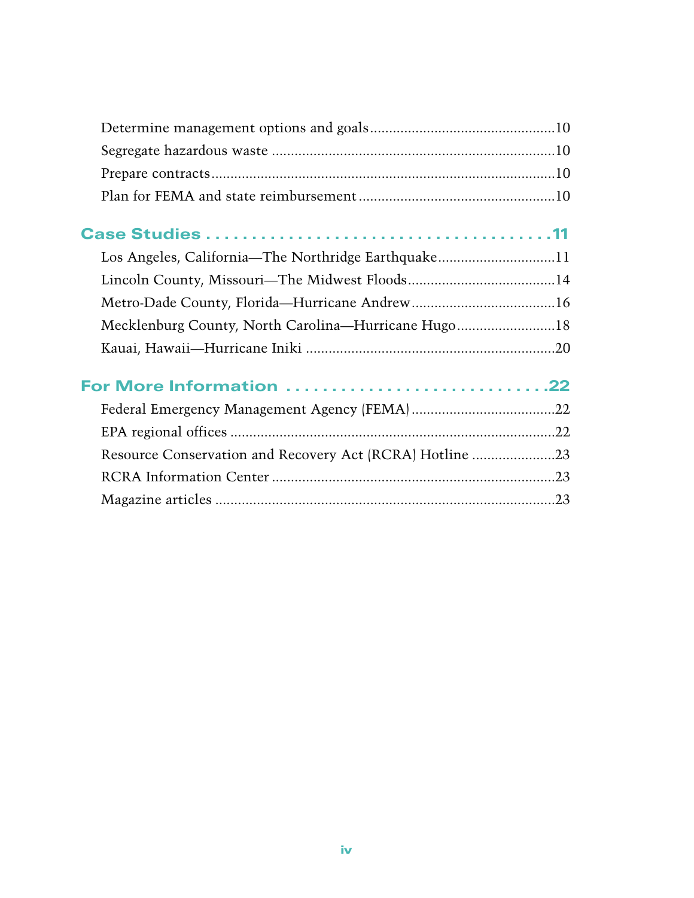Determine management options and goals ................................................10

Segregate hazardous waste ..........................................................................10

Prepare contracts..........................................................................................10

Plan for FEMA and state reimbursement ...................................................10

## Case Studies ....................................11

Los Angeles, California—The Northridge Earthquake ..............................11

Lincoln County, Missouri—The Midwest Floods ......................................14

Metro-Dade County, Florida—Hurricane Andrew .....................................16

Mecklenburg County, North Carolina—Hurricane Hugo ..........................18

Kauai, Hawaii—Hurricane Iniki .................................................................20

## For More Information ..........................22

Federal Emergency Management Agency (FEMA) .....................................22

EPA regional offices .....................................................................................22

Resource Conservation and Recovery Act (RCRA) Hotline ......................23

RCRA Information Center ..........................................................................23

Magazine articles .........................................................................................23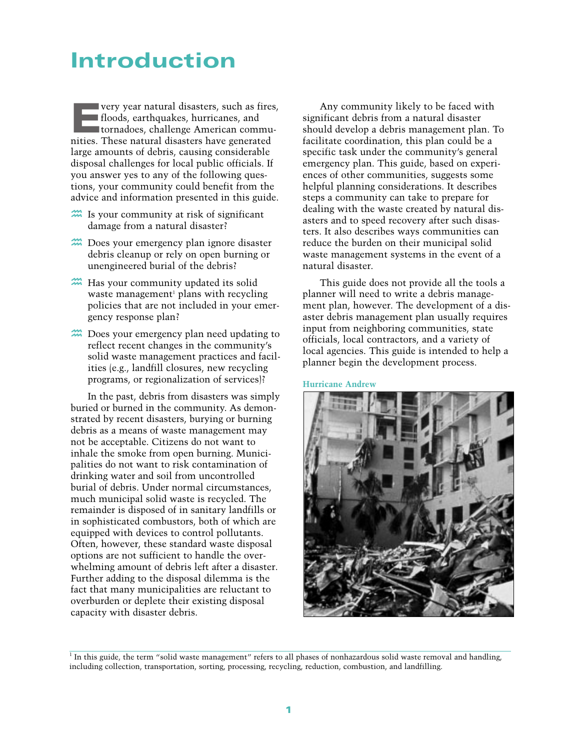# Introduction

Every year natural disasters, such as fires, floods, earthquakes, hurricanes, and tornadoes, challenge American communities. These natural disasters have generated large amounts of debris, causing considerable disposal challenges for local public officials. If you answer yes to any of the following questions, your community could benefit from the advice and information presented in this guide.

- Is your community at risk of significant damage from a natural disaster?
- Does your emergency plan ignore disaster debris cleanup or rely on open burning or unengineered burial of the debris?
- Has your community updated its solid waste management[1] plans with recycling policies that are not included in your emergency response plan?
- Does your emergency plan need updating to reflect recent changes in the community's solid waste management practices and facilities (e.g., landfill closures, new recycling programs, or regionalization of services)?

In the past, debris from disasters was simply buried or burned in the community. As demonstrated by recent disasters, burying or burning debris as a means of waste management may not be acceptable. Citizens do not want to inhale the smoke from open burning. Municipalities do not want to risk contamination of drinking water and soil from uncontrolled burial of debris. Under normal circumstances, much municipal solid waste is recycled. The remainder is disposed of in sanitary landfills or in sophisticated combustors, both of which are equipped with devices to control pollutants. Often, however, these standard waste disposal options are not sufficient to handle the overwhelming amount of debris left after a disaster. Further adding to the disposal dilemma is the fact that many municipalities are reluctant to overburden or deplete their existing disposal capacity with disaster debris.

Any community likely to be faced with significant debris from a natural disaster should develop a debris management plan. To facilitate coordination, this plan could be a specific task under the community's general emergency plan. This guide, based on experiences of other communities, suggests some helpful planning considerations. It describes steps a community can take to prepare for dealing with the waste created by natural disasters and to speed recovery after such disasters. It also describes ways communities can reduce the burden on their municipal solid waste management systems in the event of a natural disaster.

This guide does not provide all the tools a planner will need to write a debris management plan, however. The development of a disaster debris management plan usually requires input from neighboring communities, state officials, local contractors, and a variety of local agencies. This guide is intended to help a planner begin the development process.

**Hurricane Andrew**

---

[1] In this guide, the term "solid waste management" refers to all phases of nonhazardous solid waste removal and handling, including collection, transportation, sorting, processing, recycling, reduction, combustion, and landfilling.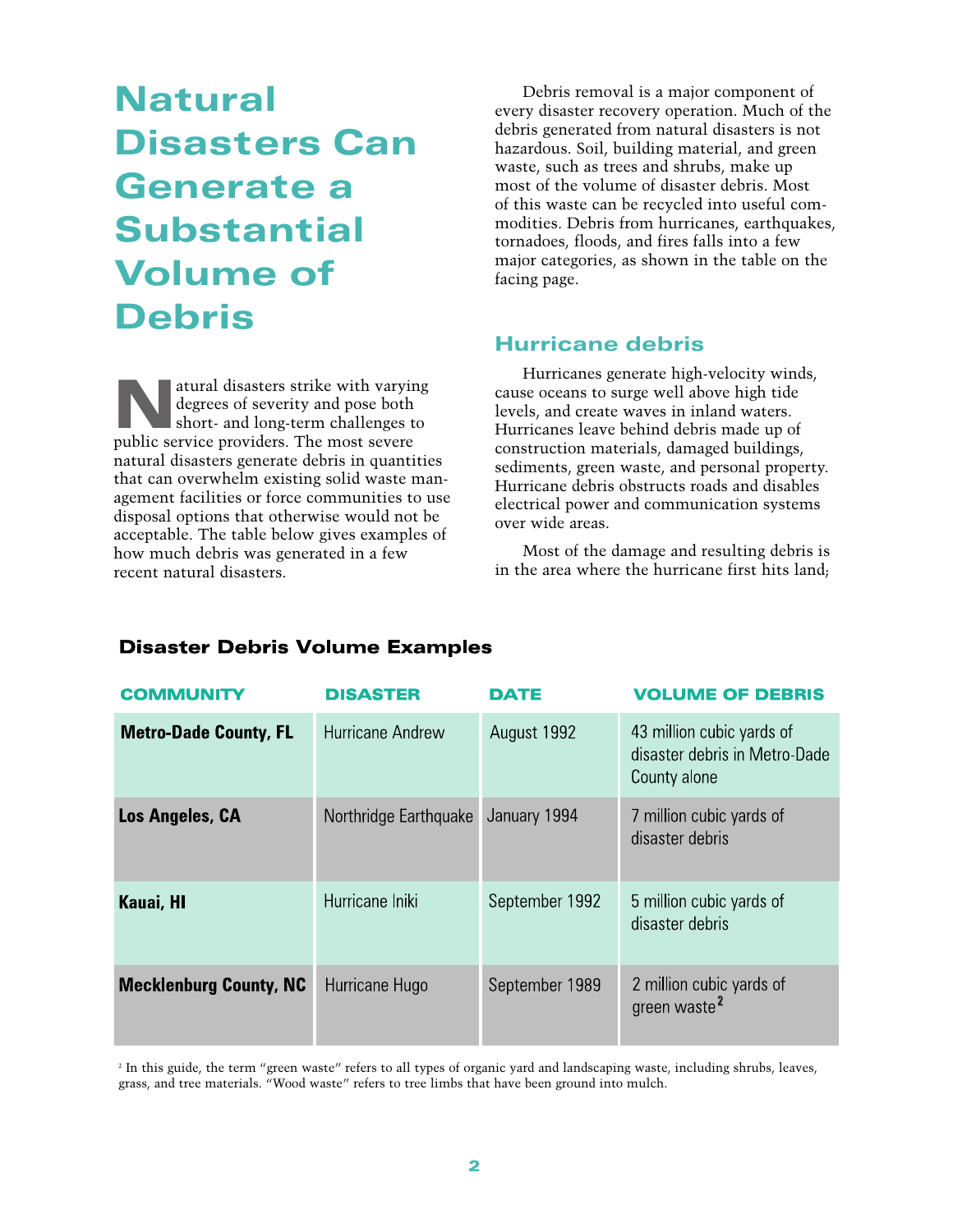# Natural Disasters Can Generate a Substantial Volume of Debris

Natural disasters strike with varying degrees of severity and pose both short- and long-term challenges to public service providers. The most severe natural disasters generate debris in quantities that can overwhelm existing solid waste management facilities or force communities to use disposal options that otherwise would not be acceptable. The table below gives examples of how much debris was generated in a few recent natural disasters.

Debris removal is a major component of every disaster recovery operation. Much of the debris generated from natural disasters is not hazardous. Soil, building material, and green waste, such as trees and shrubs, make up most of the volume of disaster debris. Most of this waste can be recycled into useful commodities. Debris from hurricanes, earthquakes, tornadoes, floods, and fires falls into a few major categories, as shown in the table on the facing page.

## Hurricane debris

Hurricanes generate high-velocity winds, cause oceans to surge well above high tide levels, and create waves in inland waters. Hurricanes leave behind debris made up of construction materials, damaged buildings, sediments, green waste, and personal property. Hurricane debris obstructs roads and disables electrical power and communication systems over wide areas.

Most of the damage and resulting debris is in the area where the hurricane first hits land;

### Disaster Debris Volume Examples

| COMMUNITY | DISASTER | DATE | VOLUME OF DEBRIS |
|---|---|---|---|
| **Metro-Dade County, FL** | Hurricane Andrew | August 1992 | 43 million cubic yards of disaster debris in Metro-Dade County alone |
| **Los Angeles, CA** | Northridge Earthquake | January 1994 | 7 million cubic yards of disaster debris |
| **Kauai, HI** | Hurricane Iniki | September 1992 | 5 million cubic yards of disaster debris |
| **Mecklenburg County, NC** | Hurricane Hugo | September 1989 | 2 million cubic yards of green waste[2] |

[2] In this guide, the term "green waste" refers to all types of organic yard and landscaping waste, including shrubs, leaves, grass, and tree materials. "Wood waste" refers to tree limbs that have been ground into mulch.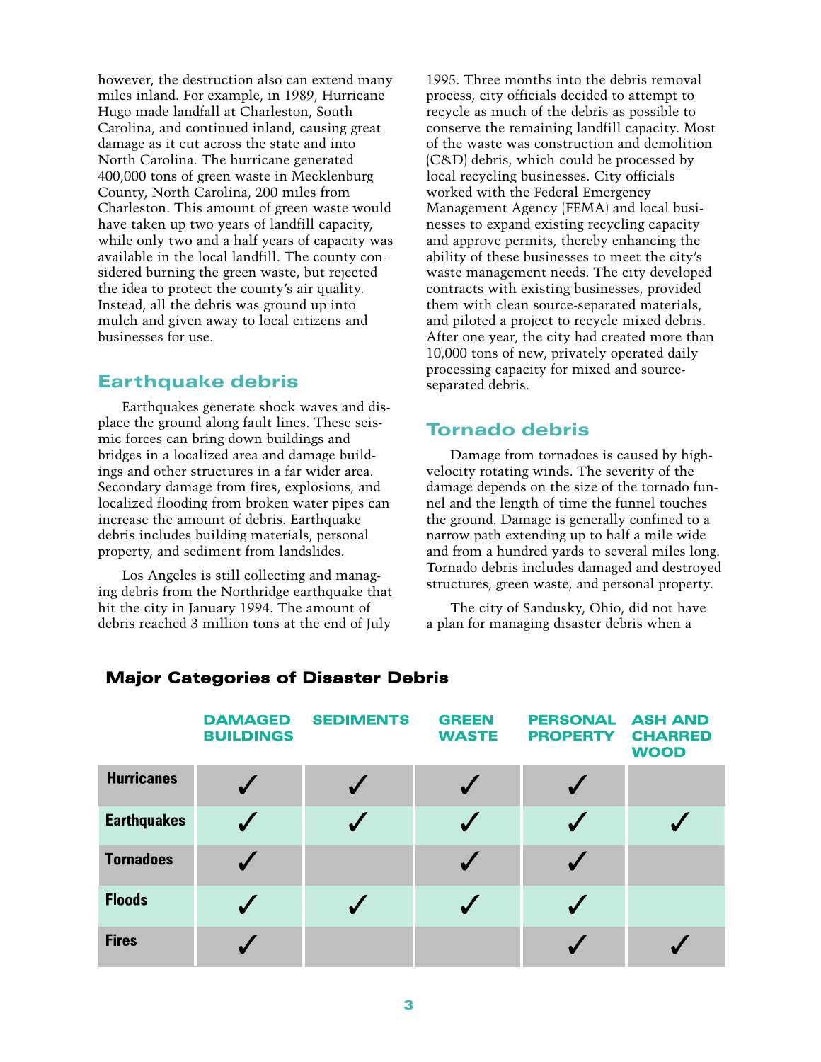however, the destruction also can extend many miles inland. For example, in 1989, Hurricane Hugo made landfall at Charleston, South Carolina, and continued inland, causing great damage as it cut across the state and into North Carolina. The hurricane generated 400,000 tons of green waste in Mecklenburg County, North Carolina, 200 miles from Charleston. This amount of green waste would have taken up two years of landfill capacity, while only two and a half years of capacity was available in the local landfill. The county considered burning the green waste, but rejected the idea to protect the county's air quality. Instead, all the debris was ground up into mulch and given away to local citizens and businesses for use.

## Earthquake debris

Earthquakes generate shock waves and displace the ground along fault lines. These seismic forces can bring down buildings and bridges in a localized area and damage buildings and other structures in a far wider area. Secondary damage from fires, explosions, and localized flooding from broken water pipes can increase the amount of debris. Earthquake debris includes building materials, personal property, and sediment from landslides.

Los Angeles is still collecting and managing debris from the Northridge earthquake that hit the city in January 1994. The amount of debris reached 3 million tons at the end of July 1995. Three months into the debris removal process, city officials decided to attempt to recycle as much of the debris as possible to conserve the remaining landfill capacity. Most of the waste was construction and demolition (C&D) debris, which could be processed by local recycling businesses. City officials worked with the Federal Emergency Management Agency (FEMA) and local businesses to expand existing recycling capacity and approve permits, thereby enhancing the ability of these businesses to meet the city's waste management needs. The city developed contracts with existing businesses, provided them with clean source-separated materials, and piloted a project to recycle mixed debris. After one year, the city had created more than 10,000 tons of new, privately operated daily processing capacity for mixed and source-separated debris.

## Tornado debris

Damage from tornadoes is caused by high-velocity rotating winds. The severity of the damage depends on the size of the tornado funnel and the length of time the funnel touches the ground. Damage is generally confined to a narrow path extending up to half a mile wide and from a hundred yards to several miles long. Tornado debris includes damaged and destroyed structures, green waste, and personal property.

The city of Sandusky, Ohio, did not have a plan for managing disaster debris when a

### Major Categories of Disaster Debris

| | DAMAGED BUILDINGS | SEDIMENTS | GREEN WASTE | PERSONAL PROPERTY | ASH AND CHARRED WOOD |
|---|---|---|---|---|---|
| **Hurricanes** | ✓ | ✓ | ✓ | ✓ | |
| **Earthquakes** | ✓ | ✓ | ✓ | ✓ | ✓ |
| **Tornadoes** | ✓ | | ✓ | ✓ | |
| **Floods** | ✓ | ✓ | ✓ | ✓ | |
| **Fires** | ✓ | | | ✓ | ✓ |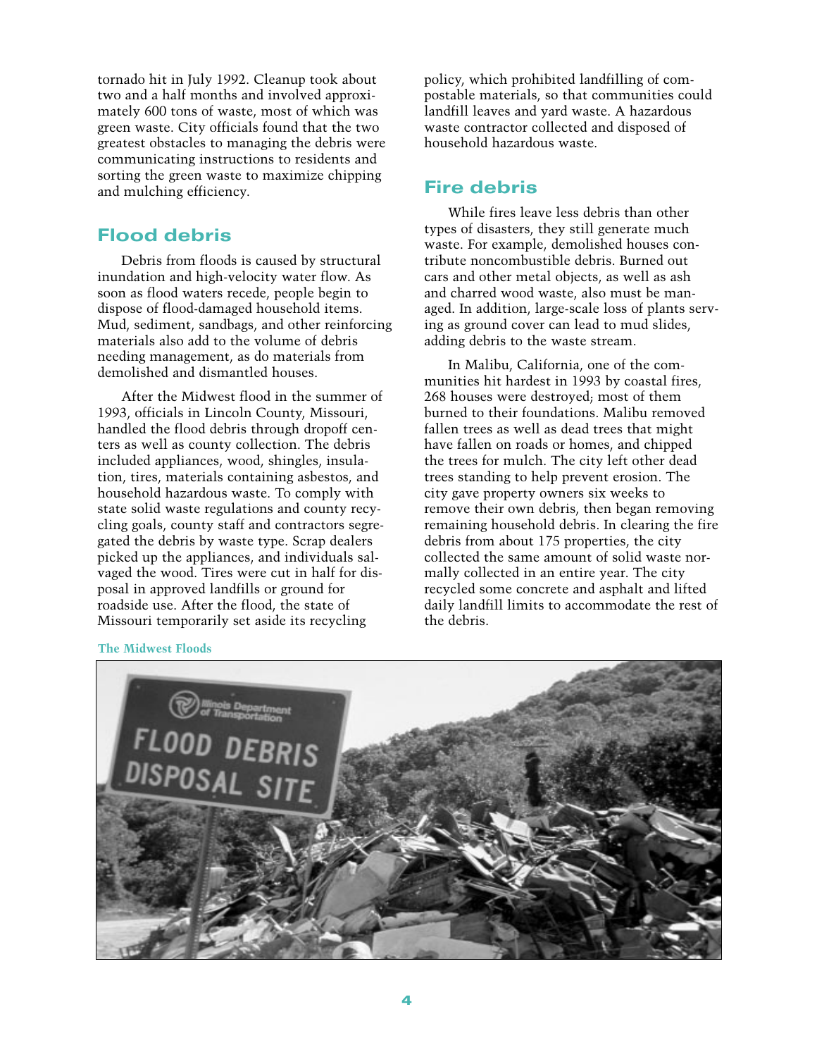tornado hit in July 1992. Cleanup took about two and a half months and involved approximately 600 tons of waste, most of which was green waste. City officials found that the two greatest obstacles to managing the debris were communicating instructions to residents and sorting the green waste to maximize chipping and mulching efficiency.

## Flood debris

Debris from floods is caused by structural inundation and high-velocity water flow. As soon as flood waters recede, people begin to dispose of flood-damaged household items. Mud, sediment, sandbags, and other reinforcing materials also add to the volume of debris needing management, as do materials from demolished and dismantled houses.

After the Midwest flood in the summer of 1993, officials in Lincoln County, Missouri, handled the flood debris through dropoff centers as well as county collection. The debris included appliances, wood, shingles, insulation, tires, materials containing asbestos, and household hazardous waste. To comply with state solid waste regulations and county recycling goals, county staff and contractors segregated the debris by waste type. Scrap dealers picked up the appliances, and individuals salvaged the wood. Tires were cut in half for disposal in approved landfills or ground for roadside use. After the flood, the state of Missouri temporarily set aside its recycling policy, which prohibited landfilling of compostable materials, so that communities could landfill leaves and yard waste. A hazardous waste contractor collected and disposed of household hazardous waste.

## Fire debris

While fires leave less debris than other types of disasters, they still generate much waste. For example, demolished houses contribute noncombustible debris. Burned out cars and other metal objects, as well as ash and charred wood waste, also must be managed. In addition, large-scale loss of plants serving as ground cover can lead to mud slides, adding debris to the waste stream.

In Malibu, California, one of the communities hit hardest in 1993 by coastal fires, 268 houses were destroyed; most of them burned to their foundations. Malibu removed fallen trees as well as dead trees that might have fallen on roads or homes, and chipped the trees for mulch. The city left other dead trees standing to help prevent erosion. The city gave property owners six weeks to remove their own debris, then began removing remaining household debris. In clearing the fire debris from about 175 properties, the city collected the same amount of solid waste normally collected in an entire year. The city recycled some concrete and asphalt and lifted daily landfill limits to accommodate the rest of the debris.

**The Midwest Floods**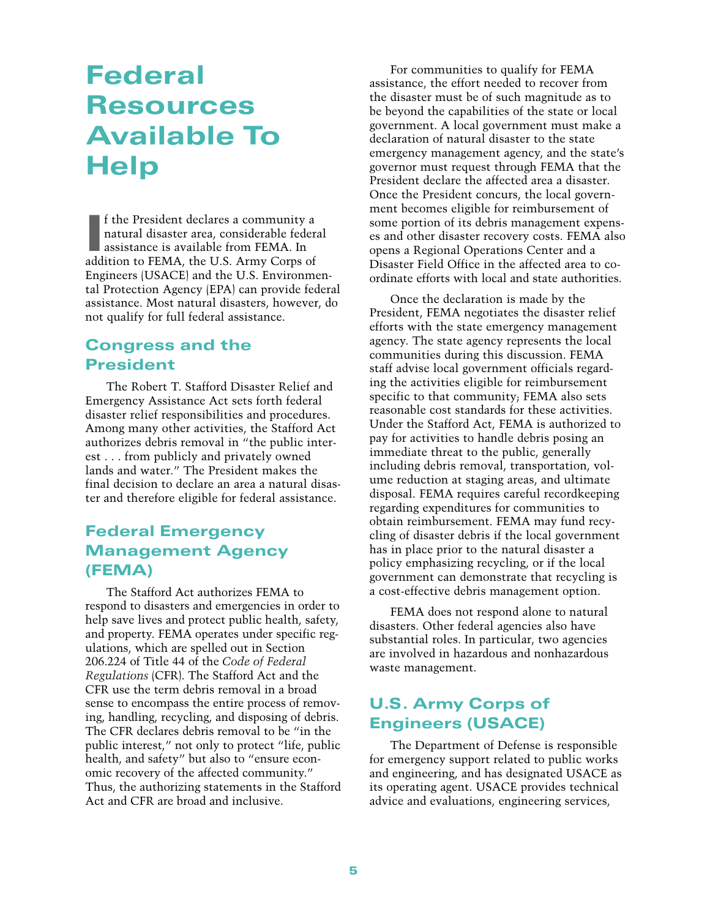# Federal Resources Available To Help

If the President declares a community a natural disaster area, considerable federal assistance is available from FEMA. In addition to FEMA, the U.S. Army Corps of Engineers (USACE) and the U.S. Environmental Protection Agency (EPA) can provide federal assistance. Most natural disasters, however, do not qualify for full federal assistance.

## Congress and the President

The Robert T. Stafford Disaster Relief and Emergency Assistance Act sets forth federal disaster relief responsibilities and procedures. Among many other activities, the Stafford Act authorizes debris removal in "the public interest . . . from publicly and privately owned lands and water." The President makes the final decision to declare an area a natural disaster and therefore eligible for federal assistance.

## Federal Emergency Management Agency (FEMA)

The Stafford Act authorizes FEMA to respond to disasters and emergencies in order to help save lives and protect public health, safety, and property. FEMA operates under specific regulations, which are spelled out in Section 206.224 of Title 44 of the *Code of Federal Regulations* (CFR). The Stafford Act and the CFR use the term debris removal in a broad sense to encompass the entire process of removing, handling, recycling, and disposing of debris. The CFR declares debris removal to be "in the public interest," not only to protect "life, public health, and safety" but also to "ensure economic recovery of the affected community." Thus, the authorizing statements in the Stafford Act and CFR are broad and inclusive.

For communities to qualify for FEMA assistance, the effort needed to recover from the disaster must be of such magnitude as to be beyond the capabilities of the state or local government. A local government must make a declaration of natural disaster to the state emergency management agency, and the state's governor must request through FEMA that the President declare the affected area a disaster. Once the President concurs, the local government becomes eligible for reimbursement of some portion of its debris management expenses and other disaster recovery costs. FEMA also opens a Regional Operations Center and a Disaster Field Office in the affected area to coordinate efforts with local and state authorities.

Once the declaration is made by the President, FEMA negotiates the disaster relief efforts with the state emergency management agency. The state agency represents the local communities during this discussion. FEMA staff advise local government officials regarding the activities eligible for reimbursement specific to that community; FEMA also sets reasonable cost standards for these activities. Under the Stafford Act, FEMA is authorized to pay for activities to handle debris posing an immediate threat to the public, generally including debris removal, transportation, volume reduction at staging areas, and ultimate disposal. FEMA requires careful recordkeeping regarding expenditures for communities to obtain reimbursement. FEMA may fund recycling of disaster debris if the local government has in place prior to the natural disaster a policy emphasizing recycling, or if the local government can demonstrate that recycling is a cost-effective debris management option.

FEMA does not respond alone to natural disasters. Other federal agencies also have substantial roles. In particular, two agencies are involved in hazardous and nonhazardous waste management.

## U.S. Army Corps of Engineers (USACE)

The Department of Defense is responsible for emergency support related to public works and engineering, and has designated USACE as its operating agent. USACE provides technical advice and evaluations, engineering services,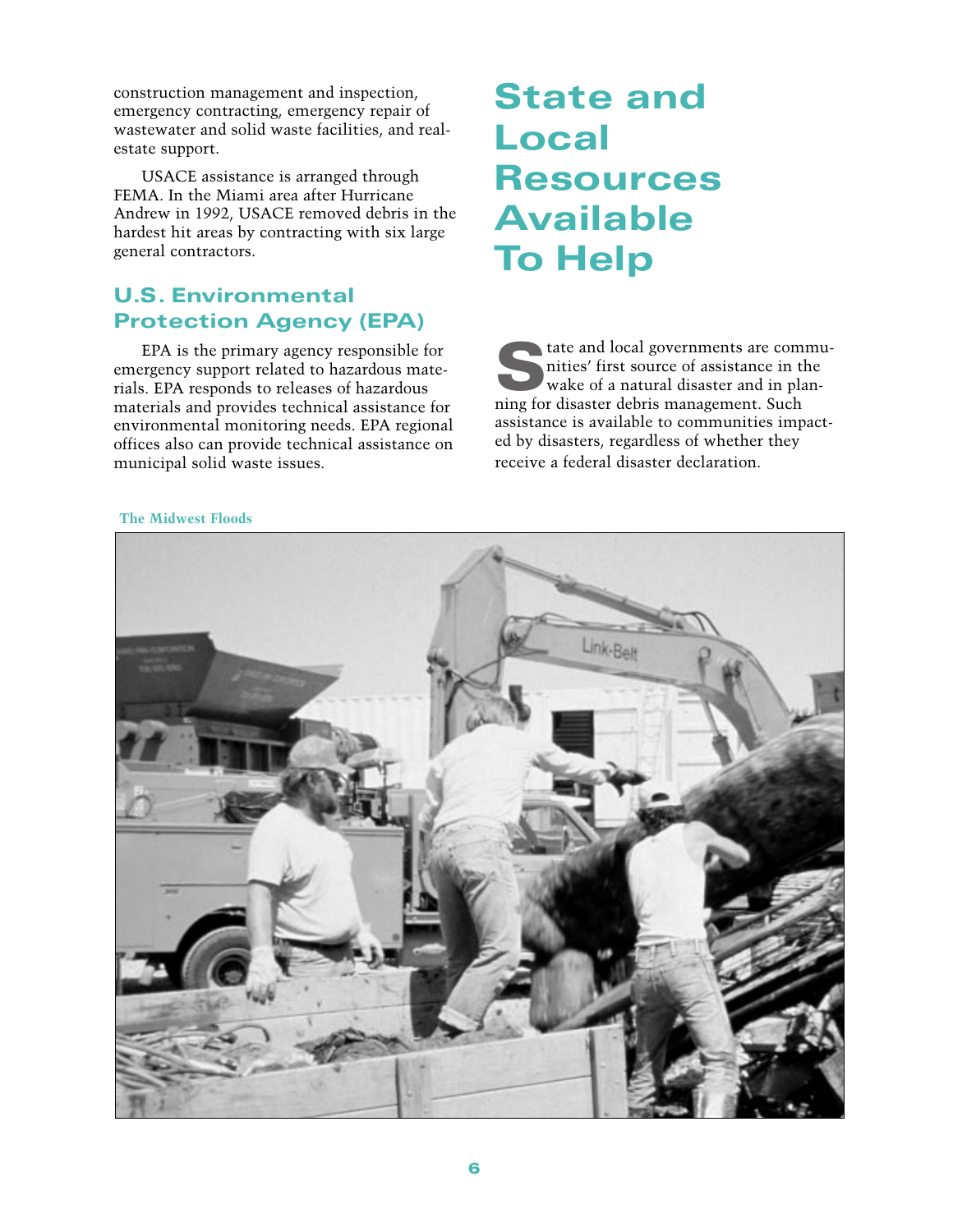construction management and inspection, emergency contracting, emergency repair of wastewater and solid waste facilities, and real-estate support.

USACE assistance is arranged through FEMA. In the Miami area after Hurricane Andrew in 1992, USACE removed debris in the hardest hit areas by contracting with six large general contractors.

## U.S. Environmental Protection Agency (EPA)

EPA is the primary agency responsible for emergency support related to hazardous materials. EPA responds to releases of hazardous materials and provides technical assistance for environmental monitoring needs. EPA regional offices also can provide technical assistance on municipal solid waste issues.

# State and Local Resources Available To Help

State and local governments are communities' first source of assistance in the wake of a natural disaster and in planning for disaster debris management. Such assistance is available to communities impacted by disasters, regardless of whether they receive a federal disaster declaration.

**The Midwest Floods**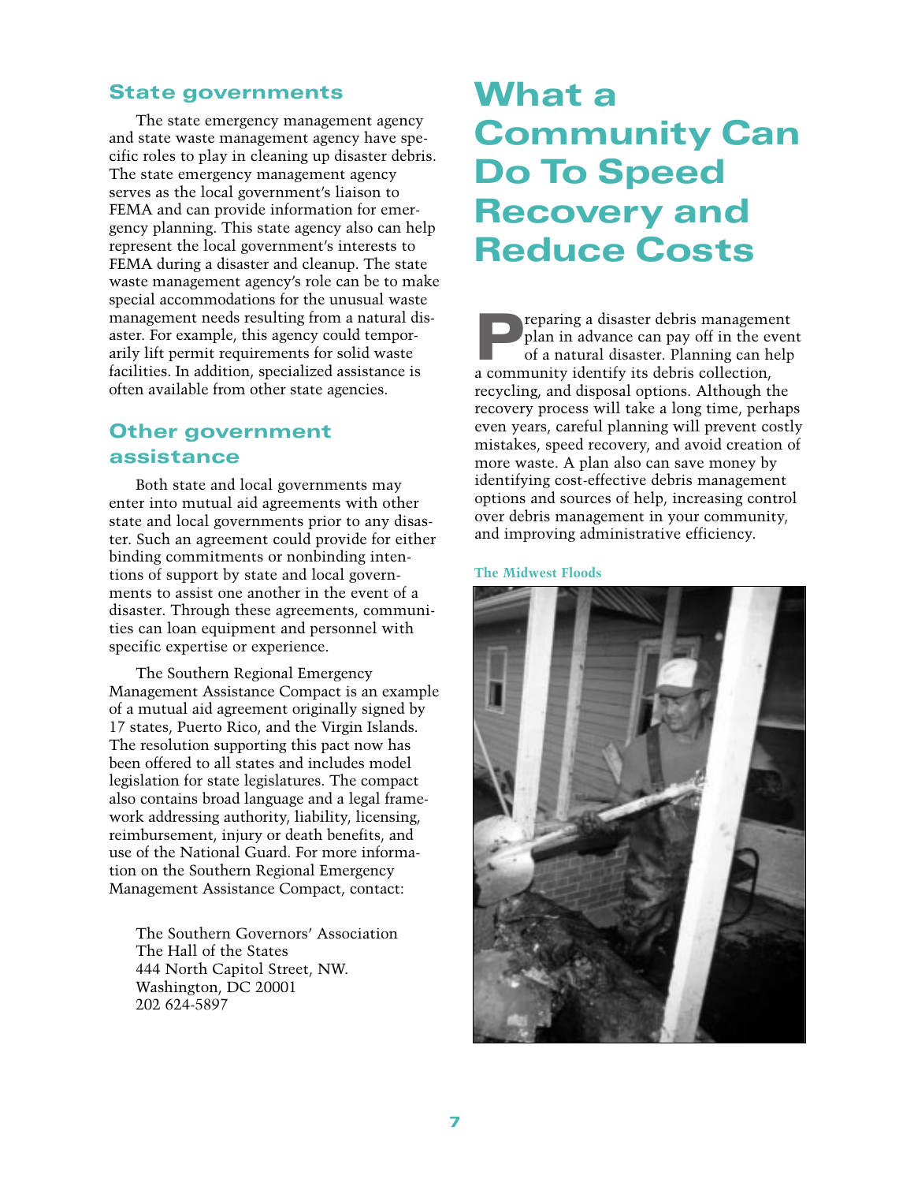## State governments

The state emergency management agency and state waste management agency have specific roles to play in cleaning up disaster debris. The state emergency management agency serves as the local government's liaison to FEMA and can provide information for emergency planning. This state agency also can help represent the local government's interests to FEMA during a disaster and cleanup. The state waste management agency's role can be to make special accommodations for the unusual waste management needs resulting from a natural disaster. For example, this agency could temporarily lift permit requirements for solid waste facilities. In addition, specialized assistance is often available from other state agencies.

## Other government assistance

Both state and local governments may enter into mutual aid agreements with other state and local governments prior to any disaster. Such an agreement could provide for either binding commitments or nonbinding intentions of support by state and local governments to assist one another in the event of a disaster. Through these agreements, communities can loan equipment and personnel with specific expertise or experience.

The Southern Regional Emergency Management Assistance Compact is an example of a mutual aid agreement originally signed by 17 states, Puerto Rico, and the Virgin Islands. The resolution supporting this pact now has been offered to all states and includes model legislation for state legislatures. The compact also contains broad language and a legal framework addressing authority, liability, licensing, reimbursement, injury or death benefits, and use of the National Guard. For more information on the Southern Regional Emergency Management Assistance Compact, contact:

The Southern Governors' Association
The Hall of the States
444 North Capitol Street, NW.
Washington, DC 20001
202 624-5897

# What a Community Can Do To Speed Recovery and Reduce Costs

Preparing a disaster debris management plan in advance can pay off in the event of a natural disaster. Planning can help a community identify its debris collection, recycling, and disposal options. Although the recovery process will take a long time, perhaps even years, careful planning will prevent costly mistakes, speed recovery, and avoid creation of more waste. A plan also can save money by identifying cost-effective debris management options and sources of help, increasing control over debris management in your community, and improving administrative efficiency.

**The Midwest Floods**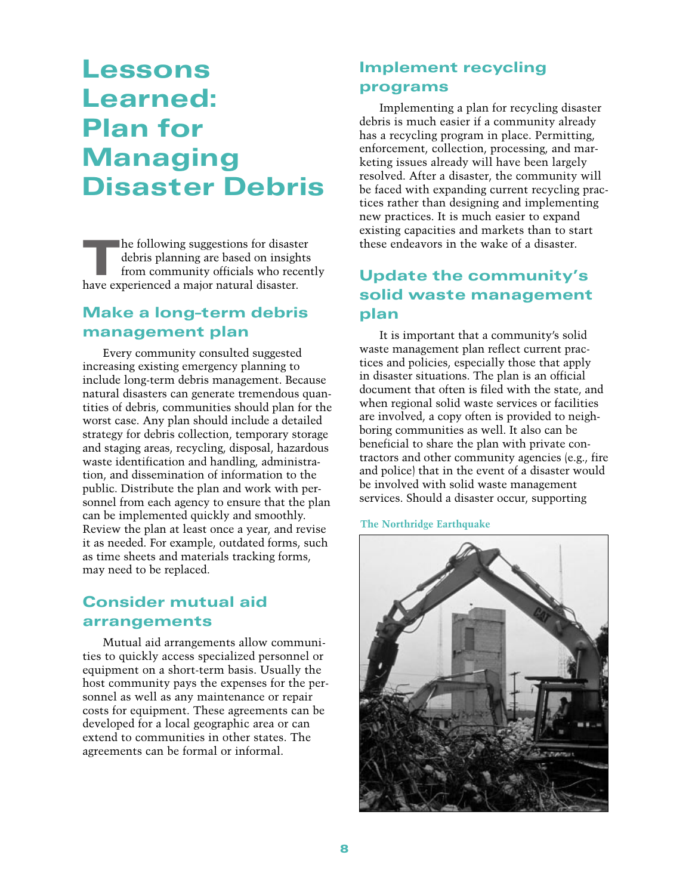# Lessons Learned: Plan for Managing Disaster Debris

The following suggestions for disaster debris planning are based on insights from community officials who recently have experienced a major natural disaster.

## Make a long-term debris management plan

Every community consulted suggested increasing existing emergency planning to include long-term debris management. Because natural disasters can generate tremendous quantities of debris, communities should plan for the worst case. Any plan should include a detailed strategy for debris collection, temporary storage and staging areas, recycling, disposal, hazardous waste identification and handling, administration, and dissemination of information to the public. Distribute the plan and work with personnel from each agency to ensure that the plan can be implemented quickly and smoothly. Review the plan at least once a year, and revise it as needed. For example, outdated forms, such as time sheets and materials tracking forms, may need to be replaced.

## Consider mutual aid arrangements

Mutual aid arrangements allow communities to quickly access specialized personnel or equipment on a short-term basis. Usually the host community pays the expenses for the personnel as well as any maintenance or repair costs for equipment. These agreements can be developed for a local geographic area or can extend to communities in other states. The agreements can be formal or informal.

## Implement recycling programs

Implementing a plan for recycling disaster debris is much easier if a community already has a recycling program in place. Permitting, enforcement, collection, processing, and marketing issues already will have been largely resolved. After a disaster, the community will be faced with expanding current recycling practices rather than designing and implementing new practices. It is much easier to expand existing capacities and markets than to start these endeavors in the wake of a disaster.

## Update the community's solid waste management plan

It is important that a community's solid waste management plan reflect current practices and policies, especially those that apply in disaster situations. The plan is an official document that often is filed with the state, and when regional solid waste services or facilities are involved, a copy often is provided to neighboring communities as well. It also can be beneficial to share the plan with private contractors and other community agencies (e.g., fire and police) that in the event of a disaster would be involved with solid waste management services. Should a disaster occur, supporting

The Northridge Earthquake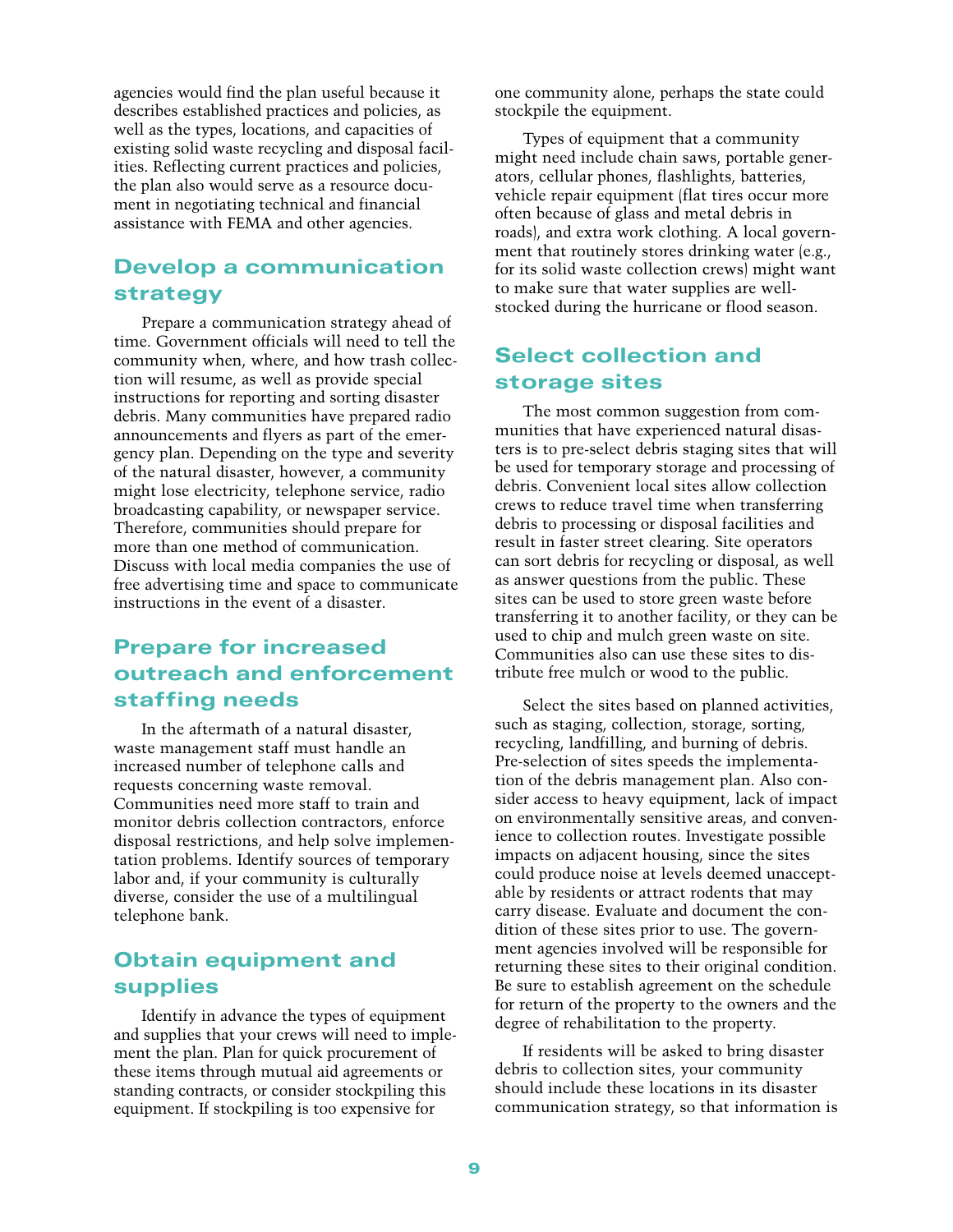agencies would find the plan useful because it describes established practices and policies, as well as the types, locations, and capacities of existing solid waste recycling and disposal facilities. Reflecting current practices and policies, the plan also would serve as a resource document in negotiating technical and financial assistance with FEMA and other agencies.

## Develop a communication strategy

Prepare a communication strategy ahead of time. Government officials will need to tell the community when, where, and how trash collection will resume, as well as provide special instructions for reporting and sorting disaster debris. Many communities have prepared radio announcements and flyers as part of the emergency plan. Depending on the type and severity of the natural disaster, however, a community might lose electricity, telephone service, radio broadcasting capability, or newspaper service. Therefore, communities should prepare for more than one method of communication. Discuss with local media companies the use of free advertising time and space to communicate instructions in the event of a disaster.

## Prepare for increased outreach and enforcement staffing needs

In the aftermath of a natural disaster, waste management staff must handle an increased number of telephone calls and requests concerning waste removal. Communities need more staff to train and monitor debris collection contractors, enforce disposal restrictions, and help solve implementation problems. Identify sources of temporary labor and, if your community is culturally diverse, consider the use of a multilingual telephone bank.

## Obtain equipment and supplies

Identify in advance the types of equipment and supplies that your crews will need to implement the plan. Plan for quick procurement of these items through mutual aid agreements or standing contracts, or consider stockpiling this equipment. If stockpiling is too expensive for one community alone, perhaps the state could stockpile the equipment.

Types of equipment that a community might need include chain saws, portable generators, cellular phones, flashlights, batteries, vehicle repair equipment (flat tires occur more often because of glass and metal debris in roads), and extra work clothing. A local government that routinely stores drinking water (e.g., for its solid waste collection crews) might want to make sure that water supplies are well-stocked during the hurricane or flood season.

## Select collection and storage sites

The most common suggestion from communities that have experienced natural disasters is to pre-select debris staging sites that will be used for temporary storage and processing of debris. Convenient local sites allow collection crews to reduce travel time when transferring debris to processing or disposal facilities and result in faster street clearing. Site operators can sort debris for recycling or disposal, as well as answer questions from the public. These sites can be used to store green waste before transferring it to another facility, or they can be used to chip and mulch green waste on site. Communities also can use these sites to distribute free mulch or wood to the public.

Select the sites based on planned activities, such as staging, collection, storage, sorting, recycling, landfilling, and burning of debris. Pre-selection of sites speeds the implementation of the debris management plan. Also consider access to heavy equipment, lack of impact on environmentally sensitive areas, and convenience to collection routes. Investigate possible impacts on adjacent housing, since the sites could produce noise at levels deemed unacceptable by residents or attract rodents that may carry disease. Evaluate and document the condition of these sites prior to use. The government agencies involved will be responsible for returning these sites to their original condition. Be sure to establish agreement on the schedule for return of the property to the owners and the degree of rehabilitation to the property.

If residents will be asked to bring disaster debris to collection sites, your community should include these locations in its disaster communication strategy, so that information is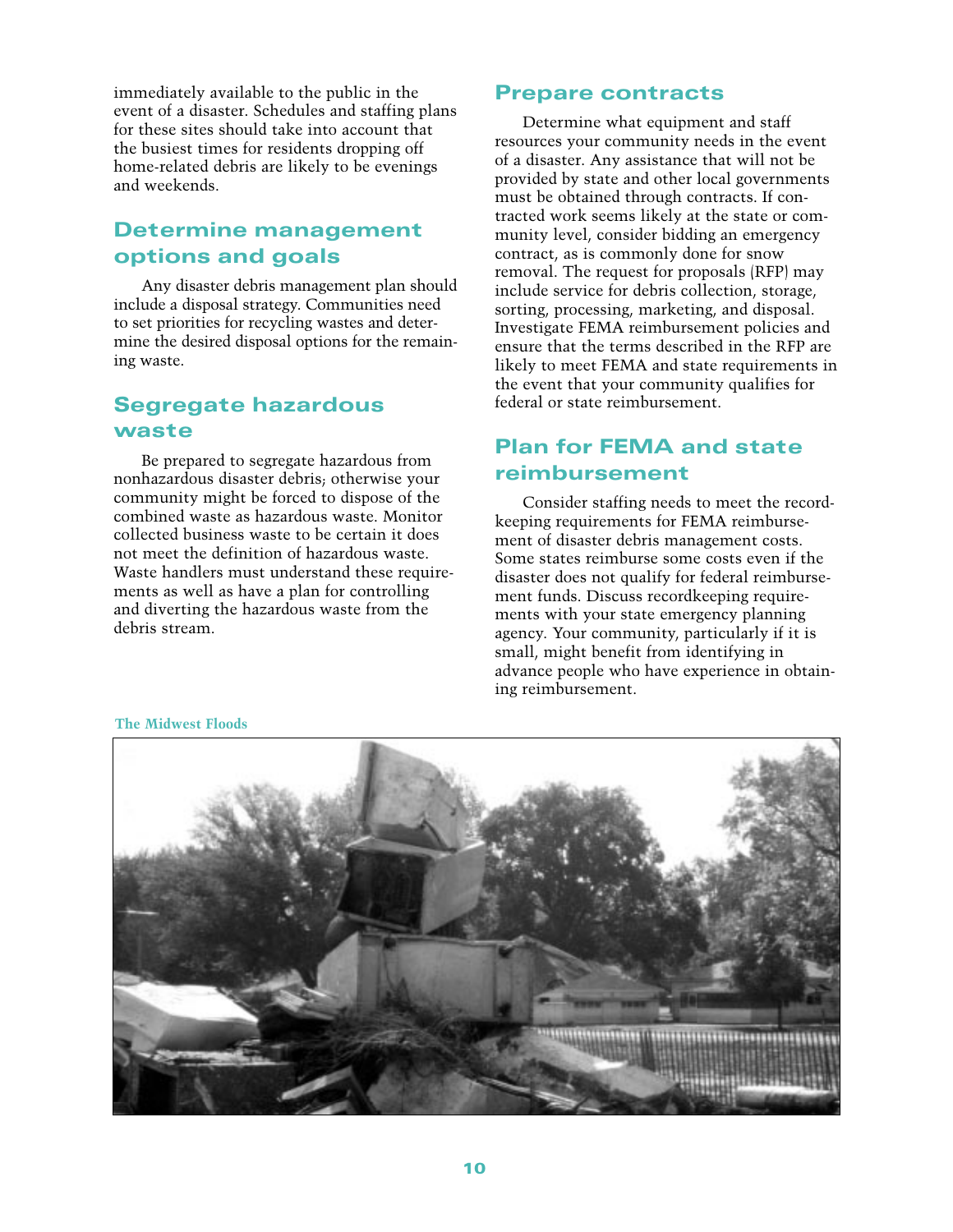immediately available to the public in the event of a disaster. Schedules and staffing plans for these sites should take into account that the busiest times for residents dropping off home-related debris are likely to be evenings and weekends.

## Determine management options and goals

Any disaster debris management plan should include a disposal strategy. Communities need to set priorities for recycling wastes and determine the desired disposal options for the remaining waste.

## Segregate hazardous waste

Be prepared to segregate hazardous from nonhazardous disaster debris; otherwise your community might be forced to dispose of the combined waste as hazardous waste. Monitor collected business waste to be certain it does not meet the definition of hazardous waste. Waste handlers must understand these requirements as well as have a plan for controlling and diverting the hazardous waste from the debris stream.

## Prepare contracts

Determine what equipment and staff resources your community needs in the event of a disaster. Any assistance that will not be provided by state and other local governments must be obtained through contracts. If contracted work seems likely at the state or community level, consider bidding an emergency contract, as is commonly done for snow removal. The request for proposals (RFP) may include service for debris collection, storage, sorting, processing, marketing, and disposal. Investigate FEMA reimbursement policies and ensure that the terms described in the RFP are likely to meet FEMA and state requirements in the event that your community qualifies for federal or state reimbursement.

## Plan for FEMA and state reimbursement

Consider staffing needs to meet the recordkeeping requirements for FEMA reimbursement of disaster debris management costs. Some states reimburse some costs even if the disaster does not qualify for federal reimbursement funds. Discuss recordkeeping requirements with your state emergency planning agency. Your community, particularly if it is small, might benefit from identifying in advance people who have experience in obtaining reimbursement.

**The Midwest Floods**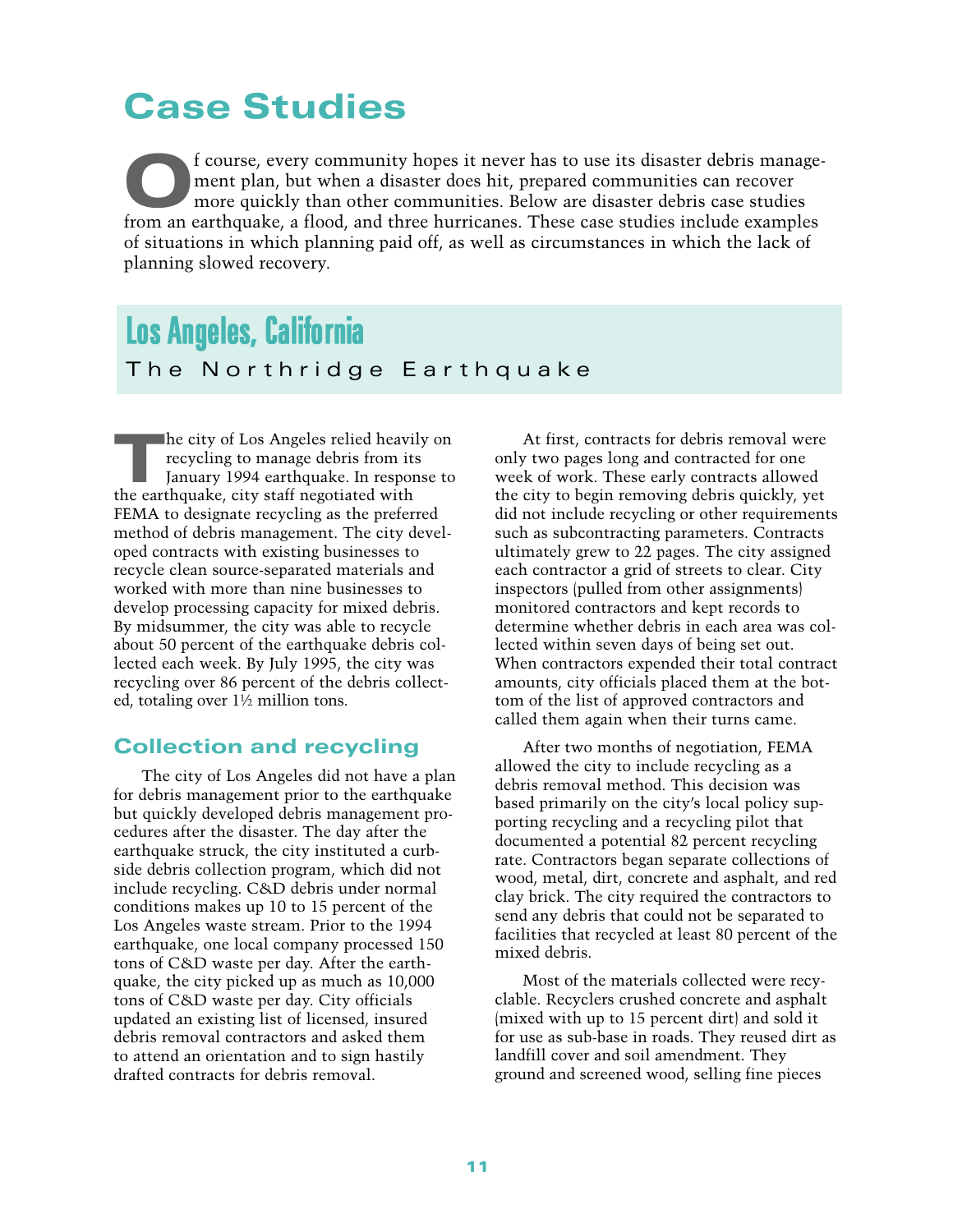# Case Studies

Of course, every community hopes it never has to use its disaster debris management plan, but when a disaster does hit, prepared communities can recover more quickly than other communities. Below are disaster debris case studies from an earthquake, a flood, and three hurricanes. These case studies include examples of situations in which planning paid off, as well as circumstances in which the lack of planning slowed recovery.

## Los Angeles, California

### The Northridge Earthquake

The city of Los Angeles relied heavily on recycling to manage debris from its January 1994 earthquake. In response to the earthquake, city staff negotiated with FEMA to designate recycling as the preferred method of debris management. The city developed contracts with existing businesses to recycle clean source-separated materials and worked with more than nine businesses to develop processing capacity for mixed debris. By midsummer, the city was able to recycle about 50 percent of the earthquake debris collected each week. By July 1995, the city was recycling over 86 percent of the debris collected, totaling over 1½ million tons.

### Collection and recycling

The city of Los Angeles did not have a plan for debris management prior to the earthquake but quickly developed debris management procedures after the disaster. The day after the earthquake struck, the city instituted a curbside debris collection program, which did not include recycling. C&D debris under normal conditions makes up 10 to 15 percent of the Los Angeles waste stream. Prior to the 1994 earthquake, one local company processed 150 tons of C&D waste per day. After the earthquake, the city picked up as much as 10,000 tons of C&D waste per day. City officials updated an existing list of licensed, insured debris removal contractors and asked them to attend an orientation and to sign hastily drafted contracts for debris removal.

At first, contracts for debris removal were only two pages long and contracted for one week of work. These early contracts allowed the city to begin removing debris quickly, yet did not include recycling or other requirements such as subcontracting parameters. Contracts ultimately grew to 22 pages. The city assigned each contractor a grid of streets to clear. City inspectors (pulled from other assignments) monitored contractors and kept records to determine whether debris in each area was collected within seven days of being set out. When contractors expended their total contract amounts, city officials placed them at the bottom of the list of approved contractors and called them again when their turns came.

After two months of negotiation, FEMA allowed the city to include recycling as a debris removal method. This decision was based primarily on the city's local policy supporting recycling and a recycling pilot that documented a potential 82 percent recycling rate. Contractors began separate collections of wood, metal, dirt, concrete and asphalt, and red clay brick. The city required the contractors to send any debris that could not be separated to facilities that recycled at least 80 percent of the mixed debris.

Most of the materials collected were recyclable. Recyclers crushed concrete and asphalt (mixed with up to 15 percent dirt) and sold it for use as sub-base in roads. They reused dirt as landfill cover and soil amendment. They ground and screened wood, selling fine pieces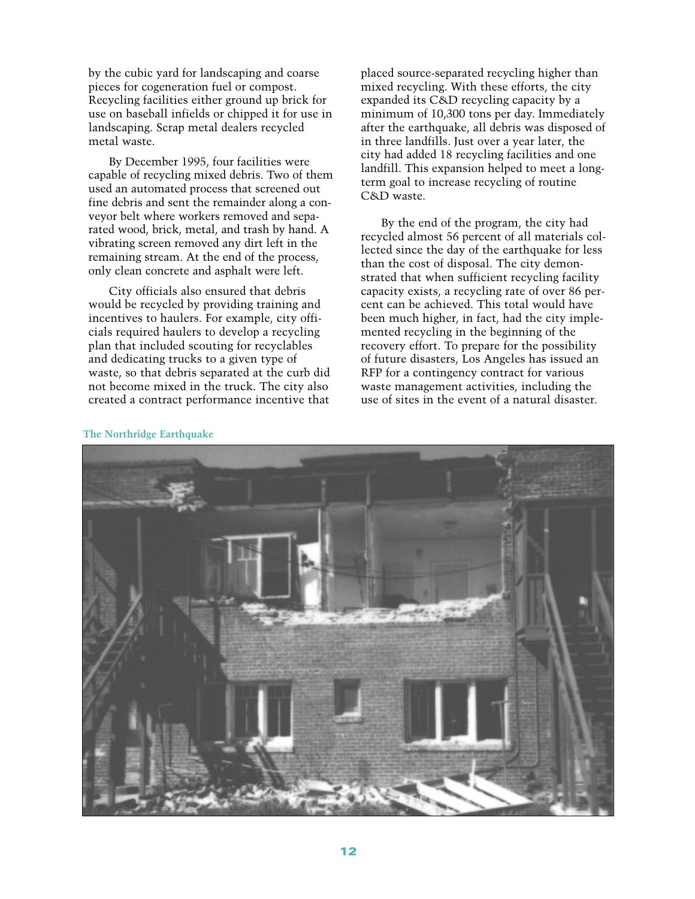by the cubic yard for landscaping and coarse pieces for cogeneration fuel or compost. Recycling facilities either ground up brick for use on baseball infields or chipped it for use in landscaping. Scrap metal dealers recycled metal waste.

By December 1995, four facilities were capable of recycling mixed debris. Two of them used an automated process that screened out fine debris and sent the remainder along a conveyor belt where workers removed and separated wood, brick, metal, and trash by hand. A vibrating screen removed any dirt left in the remaining stream. At the end of the process, only clean concrete and asphalt were left.

City officials also ensured that debris would be recycled by providing training and incentives to haulers. For example, city officials required haulers to develop a recycling plan that included scouting for recyclables and dedicating trucks to a given type of waste, so that debris separated at the curb did not become mixed in the truck. The city also created a contract performance incentive that placed source-separated recycling higher than mixed recycling. With these efforts, the city expanded its C&D recycling capacity by a minimum of 10,300 tons per day. Immediately after the earthquake, all debris was disposed of in three landfills. Just over a year later, the city had added 18 recycling facilities and one landfill. This expansion helped to meet a long-term goal to increase recycling of routine C&D waste.

By the end of the program, the city had recycled almost 56 percent of all materials collected since the day of the earthquake for less than the cost of disposal. The city demonstrated that when sufficient recycling facility capacity exists, a recycling rate of over 86 percent can be achieved. This total would have been much higher, in fact, had the city implemented recycling in the beginning of the recovery effort. To prepare for the possibility of future disasters, Los Angeles has issued an RFP for a contingency contract for various waste management activities, including the use of sites in the event of a natural disaster.

The Northridge Earthquake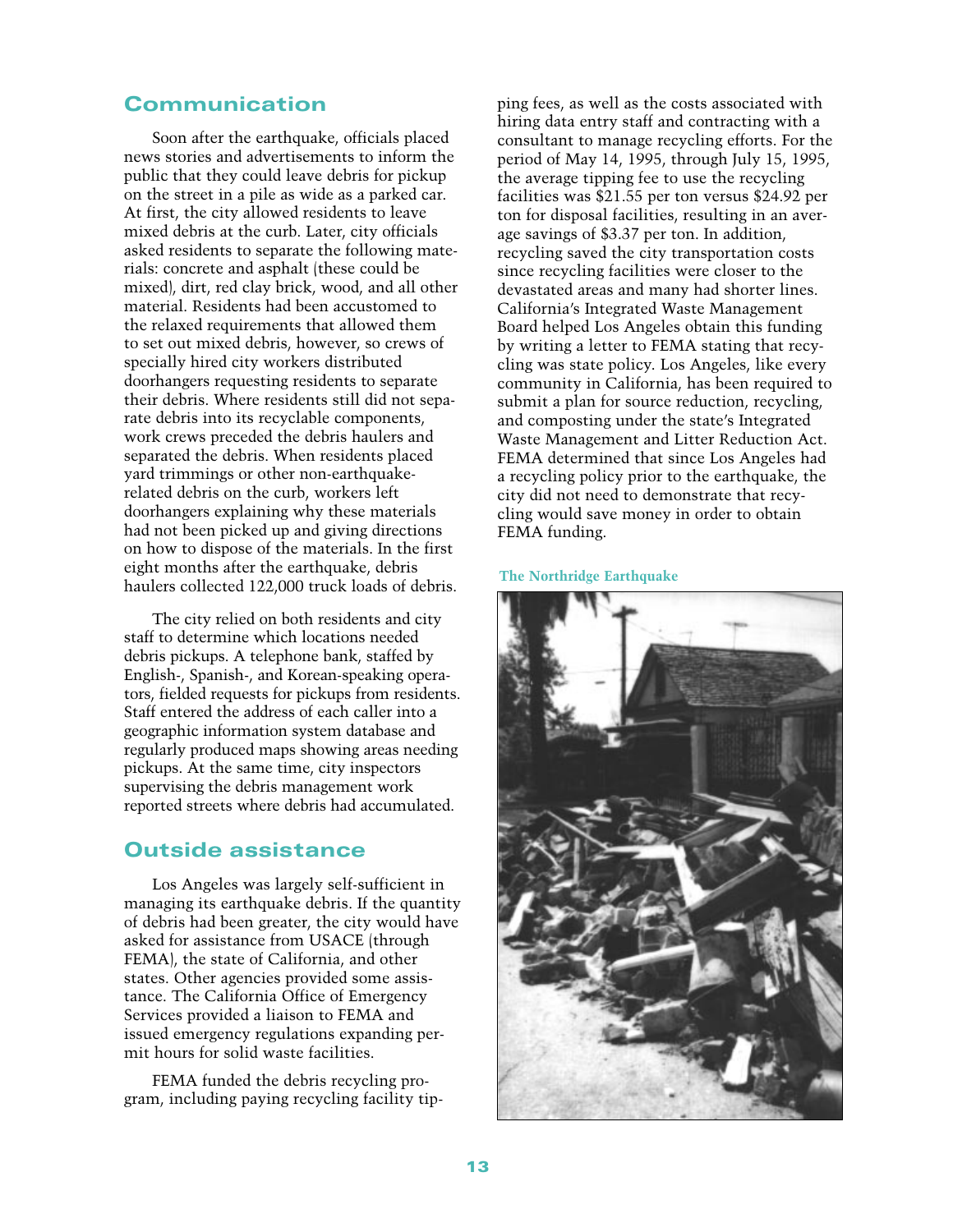## Communication

Soon after the earthquake, officials placed news stories and advertisements to inform the public that they could leave debris for pickup on the street in a pile as wide as a parked car. At first, the city allowed residents to leave mixed debris at the curb. Later, city officials asked residents to separate the following materials: concrete and asphalt (these could be mixed), dirt, red clay brick, wood, and all other material. Residents had been accustomed to the relaxed requirements that allowed them to set out mixed debris, however, so crews of specially hired city workers distributed doorhangers requesting residents to separate their debris. Where residents still did not separate debris into its recyclable components, work crews preceded the debris haulers and separated the debris. When residents placed yard trimmings or other non-earthquake-related debris on the curb, workers left doorhangers explaining why these materials had not been picked up and giving directions on how to dispose of the materials. In the first eight months after the earthquake, debris haulers collected 122,000 truck loads of debris.

The city relied on both residents and city staff to determine which locations needed debris pickups. A telephone bank, staffed by English-, Spanish-, and Korean-speaking operators, fielded requests for pickups from residents. Staff entered the address of each caller into a geographic information system database and regularly produced maps showing areas needing pickups. At the same time, city inspectors supervising the debris management work reported streets where debris had accumulated.

## Outside assistance

Los Angeles was largely self-sufficient in managing its earthquake debris. If the quantity of debris had been greater, the city would have asked for assistance from USACE (through FEMA), the state of California, and other states. Other agencies provided some assistance. The California Office of Emergency Services provided a liaison to FEMA and issued emergency regulations expanding permit hours for solid waste facilities.

FEMA funded the debris recycling program, including paying recycling facility tipping fees, as well as the costs associated with hiring data entry staff and contracting with a consultant to manage recycling efforts. For the period of May 14, 1995, through July 15, 1995, the average tipping fee to use the recycling facilities was $21.55 per ton versus $24.92 per ton for disposal facilities, resulting in an average savings of $3.37 per ton. In addition, recycling saved the city transportation costs since recycling facilities were closer to the devastated areas and many had shorter lines. California's Integrated Waste Management Board helped Los Angeles obtain this funding by writing a letter to FEMA stating that recycling was state policy. Los Angeles, like every community in California, has been required to submit a plan for source reduction, recycling, and composting under the state's Integrated Waste Management and Litter Reduction Act. FEMA determined that since Los Angeles had a recycling policy prior to the earthquake, the city did not need to demonstrate that recycling would save money in order to obtain FEMA funding.

The Northridge Earthquake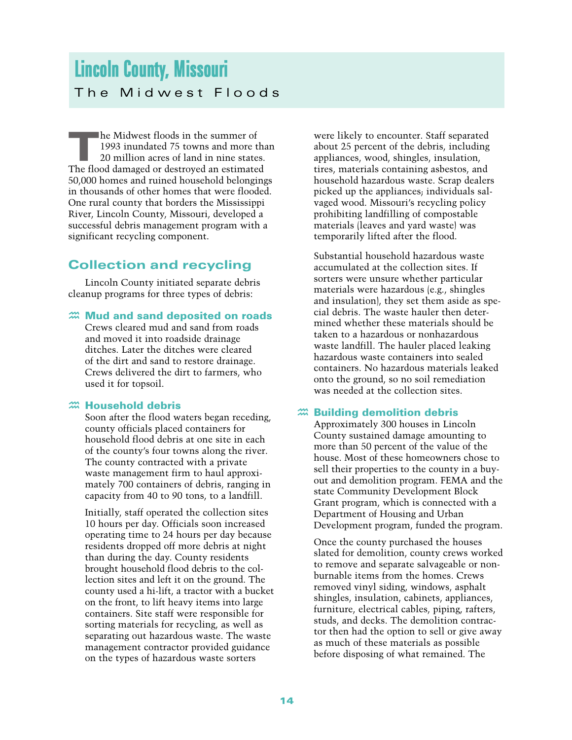# Lincoln County, Missouri

## The Midwest Floods

The Midwest floods in the summer of 1993 inundated 75 towns and more than 20 million acres of land in nine states. The flood damaged or destroyed an estimated 50,000 homes and ruined household belongings in thousands of other homes that were flooded. One rural county that borders the Mississippi River, Lincoln County, Missouri, developed a successful debris management program with a significant recycling component.

## Collection and recycling

Lincoln County initiated separate debris cleanup programs for three types of debris:

### Mud and sand deposited on roads

Crews cleared mud and sand from roads and moved it into roadside drainage ditches. Later the ditches were cleared of the dirt and sand to restore drainage. Crews delivered the dirt to farmers, who used it for topsoil.

### Household debris

Soon after the flood waters began receding, county officials placed containers for household flood debris at one site in each of the county's four towns along the river. The county contracted with a private waste management firm to haul approximately 700 containers of debris, ranging in capacity from 40 to 90 tons, to a landfill.

Initially, staff operated the collection sites 10 hours per day. Officials soon increased operating time to 24 hours per day because residents dropped off more debris at night than during the day. County residents brought household flood debris to the collection sites and left it on the ground. The county used a hi-lift, a tractor with a bucket on the front, to lift heavy items into large containers. Site staff were responsible for sorting materials for recycling, as well as separating out hazardous waste. The waste management contractor provided guidance on the types of hazardous waste sorters were likely to encounter. Staff separated about 25 percent of the debris, including appliances, wood, shingles, insulation, tires, materials containing asbestos, and household hazardous waste. Scrap dealers picked up the appliances; individuals salvaged wood. Missouri's recycling policy prohibiting landfilling of compostable materials (leaves and yard waste) was temporarily lifted after the flood.

Substantial household hazardous waste accumulated at the collection sites. If sorters were unsure whether particular materials were hazardous (e.g., shingles and insulation), they set them aside as special debris. The waste hauler then determined whether these materials should be taken to a hazardous or nonhazardous waste landfill. The hauler placed leaking hazardous waste containers into sealed containers. No hazardous materials leaked onto the ground, so no soil remediation was needed at the collection sites.

### Building demolition debris

Approximately 300 houses in Lincoln County sustained damage amounting to more than 50 percent of the value of the house. Most of these homeowners chose to sell their properties to the county in a buyout and demolition program. FEMA and the state Community Development Block Grant program, which is connected with a Department of Housing and Urban Development program, funded the program.

Once the county purchased the houses slated for demolition, county crews worked to remove and separate salvageable or nonburnable items from the homes. Crews removed vinyl siding, windows, asphalt shingles, insulation, cabinets, appliances, furniture, electrical cables, piping, rafters, studs, and decks. The demolition contractor then had the option to sell or give away as much of these materials as possible before disposing of what remained. The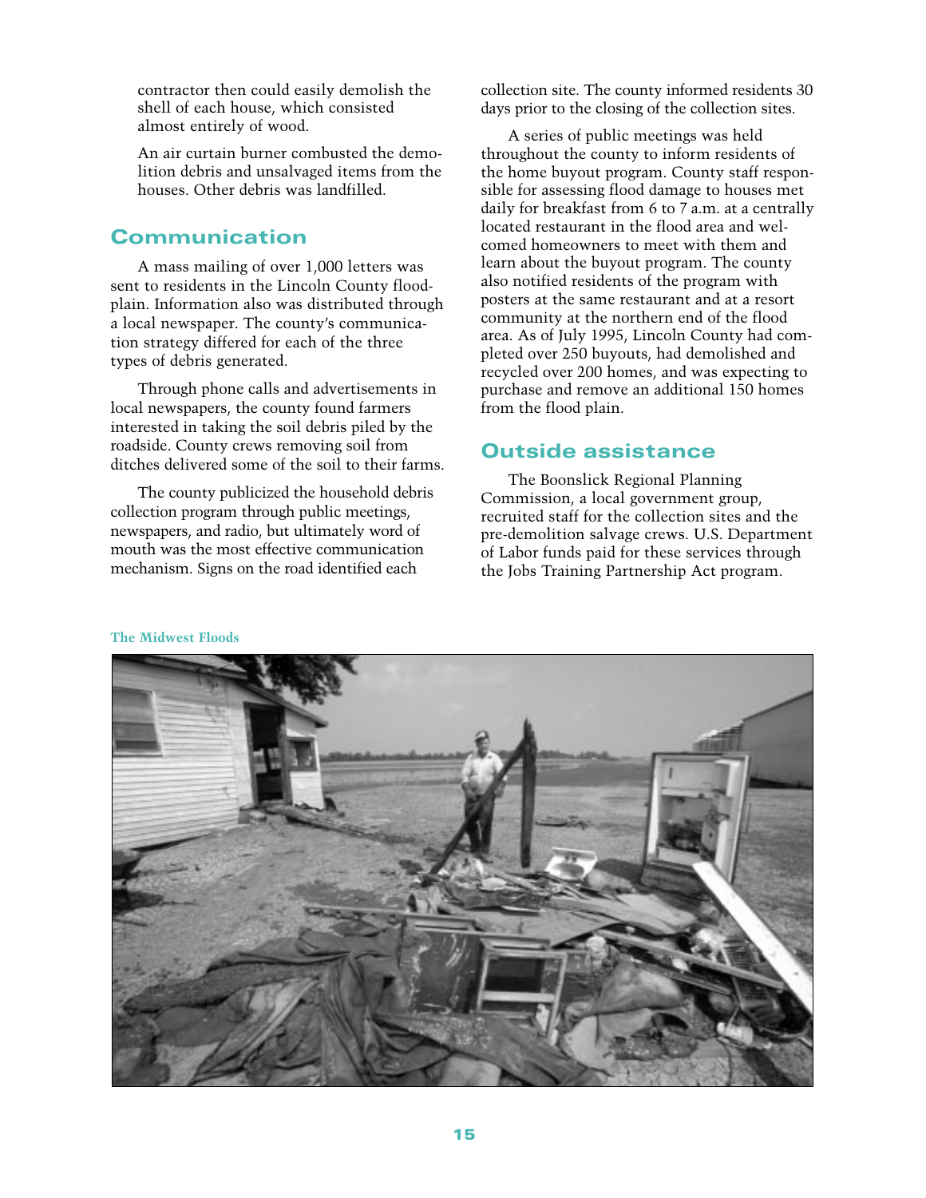contractor then could easily demolish the shell of each house, which consisted almost entirely of wood.

An air curtain burner combusted the demolition debris and unsalvaged items from the houses. Other debris was landfilled.

## Communication

A mass mailing of over 1,000 letters was sent to residents in the Lincoln County floodplain. Information also was distributed through a local newspaper. The county's communication strategy differed for each of the three types of debris generated.

Through phone calls and advertisements in local newspapers, the county found farmers interested in taking the soil debris piled by the roadside. County crews removing soil from ditches delivered some of the soil to their farms.

The county publicized the household debris collection program through public meetings, newspapers, and radio, but ultimately word of mouth was the most effective communication mechanism. Signs on the road identified each collection site. The county informed residents 30 days prior to the closing of the collection sites.

A series of public meetings was held throughout the county to inform residents of the home buyout program. County staff responsible for assessing flood damage to houses met daily for breakfast from 6 to 7 a.m. at a centrally located restaurant in the flood area and welcomed homeowners to meet with them and learn about the buyout program. The county also notified residents of the program with posters at the same restaurant and at a resort community at the northern end of the flood area. As of July 1995, Lincoln County had completed over 250 buyouts, had demolished and recycled over 200 homes, and was expecting to purchase and remove an additional 150 homes from the flood plain.

## Outside assistance

The Boonslick Regional Planning Commission, a local government group, recruited staff for the collection sites and the pre-demolition salvage crews. U.S. Department of Labor funds paid for these services through the Jobs Training Partnership Act program.

**The Midwest Floods**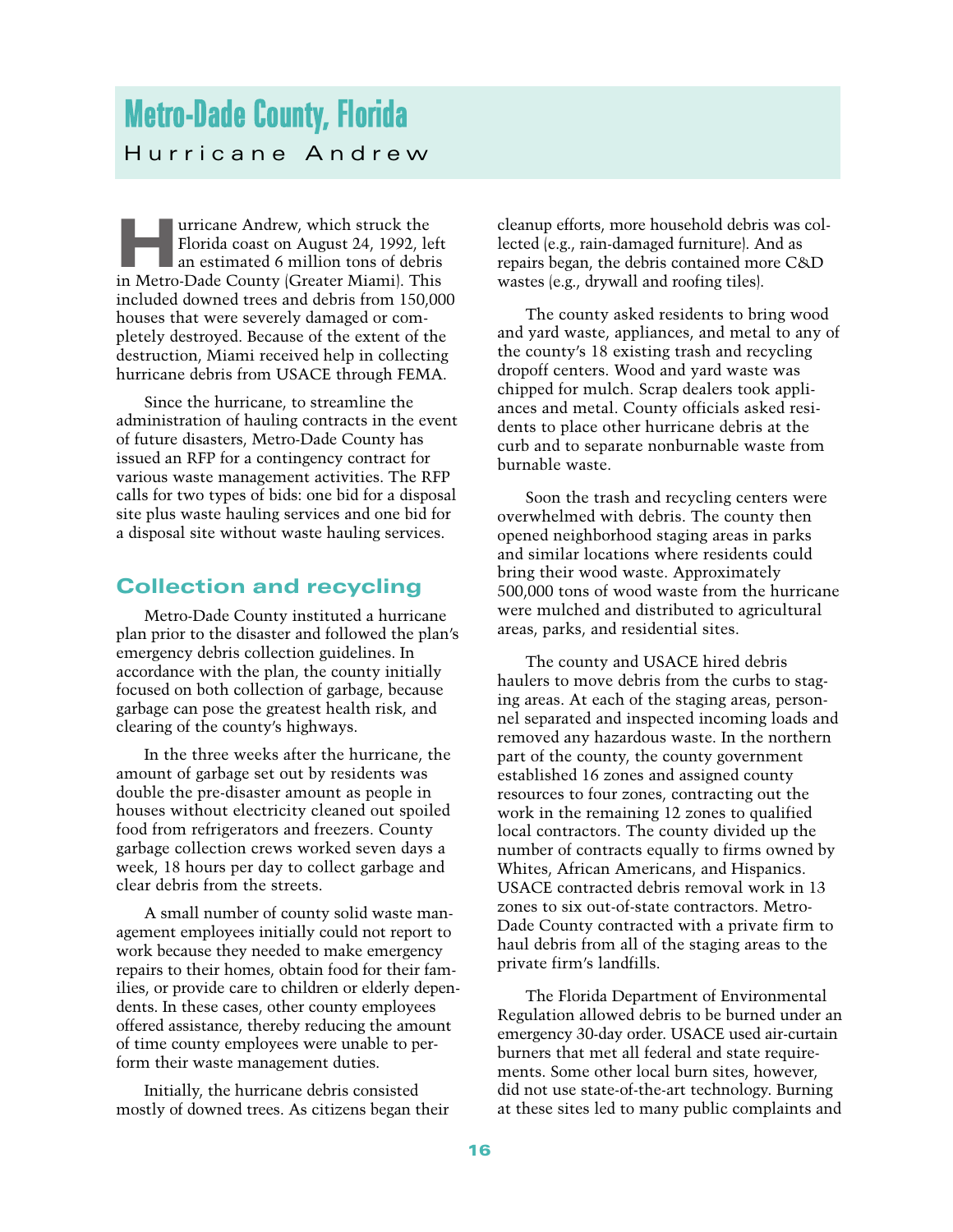# Metro-Dade County, Florida

## Hurricane Andrew

Hurricane Andrew, which struck the Florida coast on August 24, 1992, left an estimated 6 million tons of debris in Metro-Dade County (Greater Miami). This included downed trees and debris from 150,000 houses that were severely damaged or completely destroyed. Because of the extent of the destruction, Miami received help in collecting hurricane debris from USACE through FEMA.

Since the hurricane, to streamline the administration of hauling contracts in the event of future disasters, Metro-Dade County has issued an RFP for a contingency contract for various waste management activities. The RFP calls for two types of bids: one bid for a disposal site plus waste hauling services and one bid for a disposal site without waste hauling services.

### Collection and recycling

Metro-Dade County instituted a hurricane plan prior to the disaster and followed the plan's emergency debris collection guidelines. In accordance with the plan, the county initially focused on both collection of garbage, because garbage can pose the greatest health risk, and clearing of the county's highways.

In the three weeks after the hurricane, the amount of garbage set out by residents was double the pre-disaster amount as people in houses without electricity cleaned out spoiled food from refrigerators and freezers. County garbage collection crews worked seven days a week, 18 hours per day to collect garbage and clear debris from the streets.

A small number of county solid waste management employees initially could not report to work because they needed to make emergency repairs to their homes, obtain food for their families, or provide care to children or elderly dependents. In these cases, other county employees offered assistance, thereby reducing the amount of time county employees were unable to perform their waste management duties.

Initially, the hurricane debris consisted mostly of downed trees. As citizens began their cleanup efforts, more household debris was collected (e.g., rain-damaged furniture). And as repairs began, the debris contained more C&D wastes (e.g., drywall and roofing tiles).

The county asked residents to bring wood and yard waste, appliances, and metal to any of the county's 18 existing trash and recycling dropoff centers. Wood and yard waste was chipped for mulch. Scrap dealers took appliances and metal. County officials asked residents to place other hurricane debris at the curb and to separate nonburnable waste from burnable waste.

Soon the trash and recycling centers were overwhelmed with debris. The county then opened neighborhood staging areas in parks and similar locations where residents could bring their wood waste. Approximately 500,000 tons of wood waste from the hurricane were mulched and distributed to agricultural areas, parks, and residential sites.

The county and USACE hired debris haulers to move debris from the curbs to staging areas. At each of the staging areas, personnel separated and inspected incoming loads and removed any hazardous waste. In the northern part of the county, the county government established 16 zones and assigned county resources to four zones, contracting out the work in the remaining 12 zones to qualified local contractors. The county divided up the number of contracts equally to firms owned by Whites, African Americans, and Hispanics. USACE contracted debris removal work in 13 zones to six out-of-state contractors. Metro-Dade County contracted with a private firm to haul debris from all of the staging areas to the private firm's landfills.

The Florida Department of Environmental Regulation allowed debris to be burned under an emergency 30-day order. USACE used air-curtain burners that met all federal and state requirements. Some other local burn sites, however, did not use state-of-the-art technology. Burning at these sites led to many public complaints and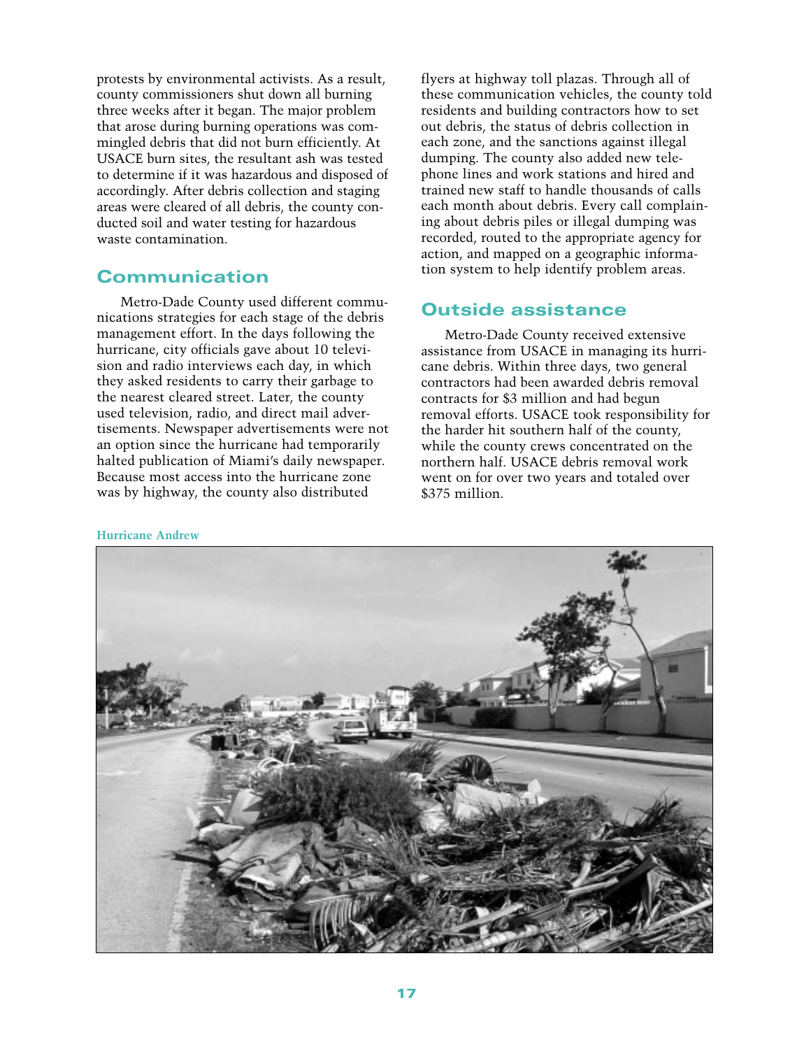protests by environmental activists. As a result, county commissioners shut down all burning three weeks after it began. The major problem that arose during burning operations was commingled debris that did not burn efficiently. At USACE burn sites, the resultant ash was tested to determine if it was hazardous and disposed of accordingly. After debris collection and staging areas were cleared of all debris, the county conducted soil and water testing for hazardous waste contamination.

## Communication

Metro-Dade County used different communications strategies for each stage of the debris management effort. In the days following the hurricane, city officials gave about 10 television and radio interviews each day, in which they asked residents to carry their garbage to the nearest cleared street. Later, the county used television, radio, and direct mail advertisements. Newspaper advertisements were not an option since the hurricane had temporarily halted publication of Miami's daily newspaper. Because most access into the hurricane zone was by highway, the county also distributed flyers at highway toll plazas. Through all of these communication vehicles, the county told residents and building contractors how to set out debris, the status of debris collection in each zone, and the sanctions against illegal dumping. The county also added new telephone lines and work stations and hired and trained new staff to handle thousands of calls each month about debris. Every call complaining about debris piles or illegal dumping was recorded, routed to the appropriate agency for action, and mapped on a geographic information system to help identify problem areas.

## Outside assistance

Metro-Dade County received extensive assistance from USACE in managing its hurricane debris. Within three days, two general contractors had been awarded debris removal contracts for $3 million and had begun removal efforts. USACE took responsibility for the harder hit southern half of the county, while the county crews concentrated on the northern half. USACE debris removal work went on for over two years and totaled over $375 million.

Hurricane Andrew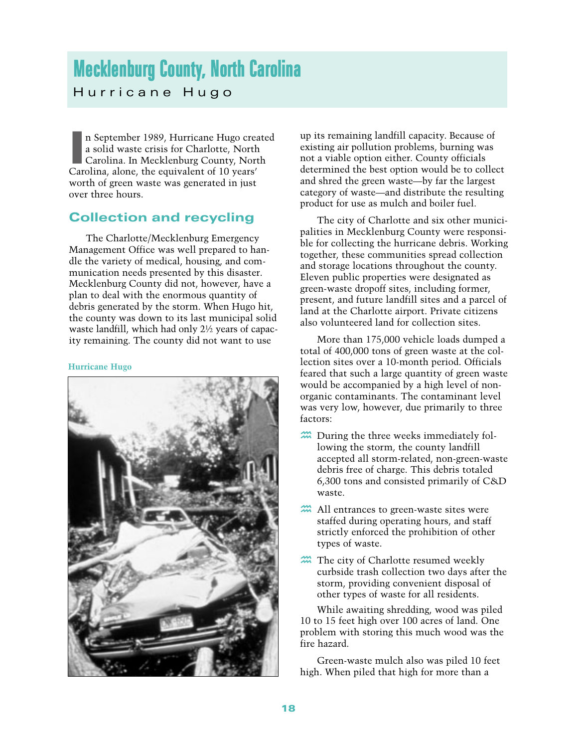# Mecklenburg County, North Carolina

## Hurricane Hugo

In September 1989, Hurricane Hugo created a solid waste crisis for Charlotte, North Carolina. In Mecklenburg County, North Carolina, alone, the equivalent of 10 years' worth of green waste was generated in just over three hours.

### Collection and recycling

The Charlotte/Mecklenburg Emergency Management Office was well prepared to handle the variety of medical, housing, and communication needs presented by this disaster. Mecklenburg County did not, however, have a plan to deal with the enormous quantity of debris generated by the storm. When Hugo hit, the county was down to its last municipal solid waste landfill, which had only 2½ years of capacity remaining. The county did not want to use up its remaining landfill capacity. Because of existing air pollution problems, burning was not a viable option either. County officials determined the best option would be to collect and shred the green waste—by far the largest category of waste—and distribute the resulting product for use as mulch and boiler fuel.

Hurricane Hugo

The city of Charlotte and six other municipalities in Mecklenburg County were responsible for collecting the hurricane debris. Working together, these communities spread collection and storage locations throughout the county. Eleven public properties were designated as green-waste dropoff sites, including former, present, and future landfill sites and a parcel of land at the Charlotte airport. Private citizens also volunteered land for collection sites.

More than 175,000 vehicle loads dumped a total of 400,000 tons of green waste at the collection sites over a 10-month period. Officials feared that such a large quantity of green waste would be accompanied by a high level of nonorganic contaminants. The contaminant level was very low, however, due primarily to three factors:

- During the three weeks immediately following the storm, the county landfill accepted all storm-related, non-green-waste debris free of charge. This debris totaled 6,300 tons and consisted primarily of C&D waste.
- All entrances to green-waste sites were staffed during operating hours, and staff strictly enforced the prohibition of other types of waste.
- The city of Charlotte resumed weekly curbside trash collection two days after the storm, providing convenient disposal of other types of waste for all residents.

While awaiting shredding, wood was piled 10 to 15 feet high over 100 acres of land. One problem with storing this much wood was the fire hazard.

Green-waste mulch also was piled 10 feet high. When piled that high for more than a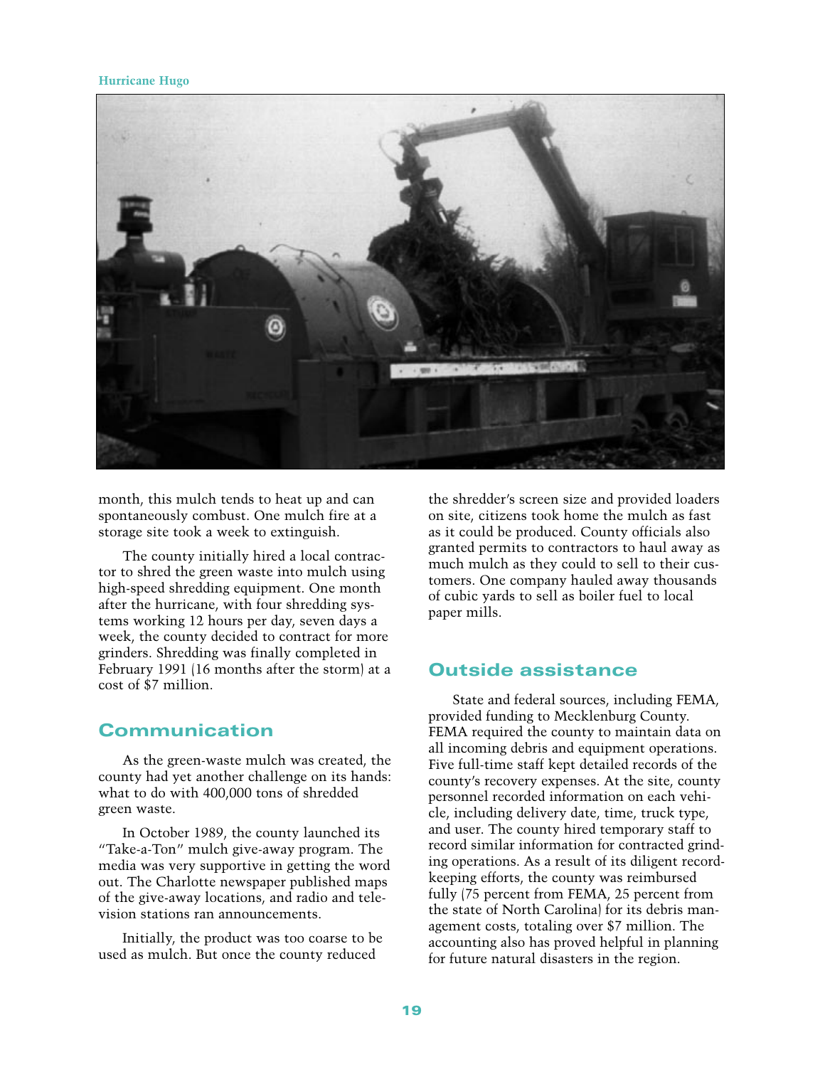month, this mulch tends to heat up and can spontaneously combust. One mulch fire at a storage site took a week to extinguish.

The county initially hired a local contractor to shred the green waste into mulch using high-speed shredding equipment. One month after the hurricane, with four shredding systems working 12 hours per day, seven days a week, the county decided to contract for more grinders. Shredding was finally completed in February 1991 (16 months after the storm) at a cost of $7 million.

## Communication

As the green-waste mulch was created, the county had yet another challenge on its hands: what to do with 400,000 tons of shredded green waste.

In October 1989, the county launched its "Take-a-Ton" mulch give-away program. The media was very supportive in getting the word out. The Charlotte newspaper published maps of the give-away locations, and radio and television stations ran announcements.

Initially, the product was too coarse to be used as mulch. But once the county reduced the shredder's screen size and provided loaders on site, citizens took home the mulch as fast as it could be produced. County officials also granted permits to contractors to haul away as much mulch as they could to sell to their customers. One company hauled away thousands of cubic yards to sell as boiler fuel to local paper mills.

## Outside assistance

State and federal sources, including FEMA, provided funding to Mecklenburg County. FEMA required the county to maintain data on all incoming debris and equipment operations. Five full-time staff kept detailed records of the county's recovery expenses. At the site, county personnel recorded information on each vehicle, including delivery date, time, truck type, and user. The county hired temporary staff to record similar information for contracted grinding operations. As a result of its diligent recordkeeping efforts, the county was reimbursed fully (75 percent from FEMA, 25 percent from the state of North Carolina) for its debris management costs, totaling over $7 million. The accounting also has proved helpful in planning for future natural disasters in the region.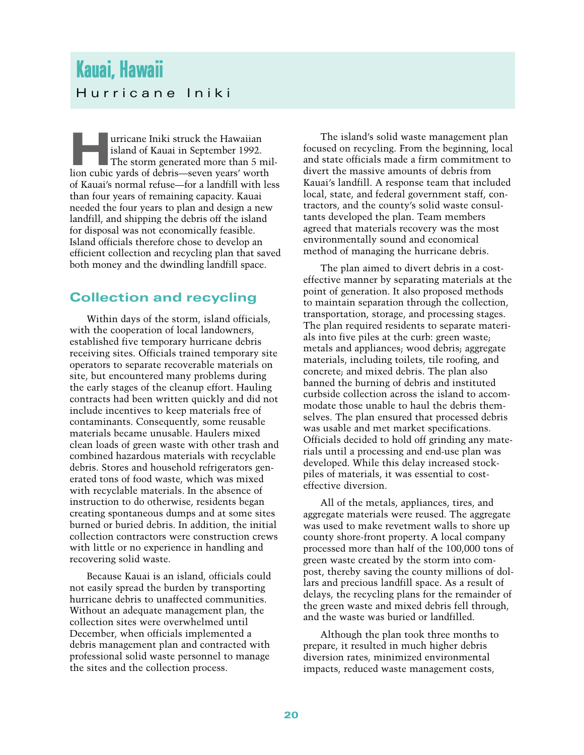# Kauai, Hawaii

## Hurricane Iniki

Hurricane Iniki struck the Hawaiian island of Kauai in September 1992. The storm generated more than 5 million cubic yards of debris—seven years' worth of Kauai's normal refuse—for a landfill with less than four years of remaining capacity. Kauai needed the four years to plan and design a new landfill, and shipping the debris off the island for disposal was not economically feasible. Island officials therefore chose to develop an efficient collection and recycling plan that saved both money and the dwindling landfill space.

### Collection and recycling

Within days of the storm, island officials, with the cooperation of local landowners, established five temporary hurricane debris receiving sites. Officials trained temporary site operators to separate recoverable materials on site, but encountered many problems during the early stages of the cleanup effort. Hauling contracts had been written quickly and did not include incentives to keep materials free of contaminants. Consequently, some reusable materials became unusable. Haulers mixed clean loads of green waste with other trash and combined hazardous materials with recyclable debris. Stores and household refrigerators generated tons of food waste, which was mixed with recyclable materials. In the absence of instruction to do otherwise, residents began creating spontaneous dumps and at some sites burned or buried debris. In addition, the initial collection contractors were construction crews with little or no experience in handling and recovering solid waste.

Because Kauai is an island, officials could not easily spread the burden by transporting hurricane debris to unaffected communities. Without an adequate management plan, the collection sites were overwhelmed until December, when officials implemented a debris management plan and contracted with professional solid waste personnel to manage the sites and the collection process.

The island's solid waste management plan focused on recycling. From the beginning, local and state officials made a firm commitment to divert the massive amounts of debris from Kauai's landfill. A response team that included local, state, and federal government staff, contractors, and the county's solid waste consultants developed the plan. Team members agreed that materials recovery was the most environmentally sound and economical method of managing the hurricane debris.

The plan aimed to divert debris in a cost-effective manner by separating materials at the point of generation. It also proposed methods to maintain separation through the collection, transportation, storage, and processing stages. The plan required residents to separate materials into five piles at the curb: green waste; metals and appliances; wood debris; aggregate materials, including toilets, tile roofing, and concrete; and mixed debris. The plan also banned the burning of debris and instituted curbside collection across the island to accommodate those unable to haul the debris themselves. The plan ensured that processed debris was usable and met market specifications. Officials decided to hold off grinding any materials until a processing and end-use plan was developed. While this delay increased stockpiles of materials, it was essential to cost-effective diversion.

All of the metals, appliances, tires, and aggregate materials were reused. The aggregate was used to make revetment walls to shore up county shore-front property. A local company processed more than half of the 100,000 tons of green waste created by the storm into compost, thereby saving the county millions of dollars and precious landfill space. As a result of delays, the recycling plans for the remainder of the green waste and mixed debris fell through, and the waste was buried or landfilled.

Although the plan took three months to prepare, it resulted in much higher debris diversion rates, minimized environmental impacts, reduced waste management costs,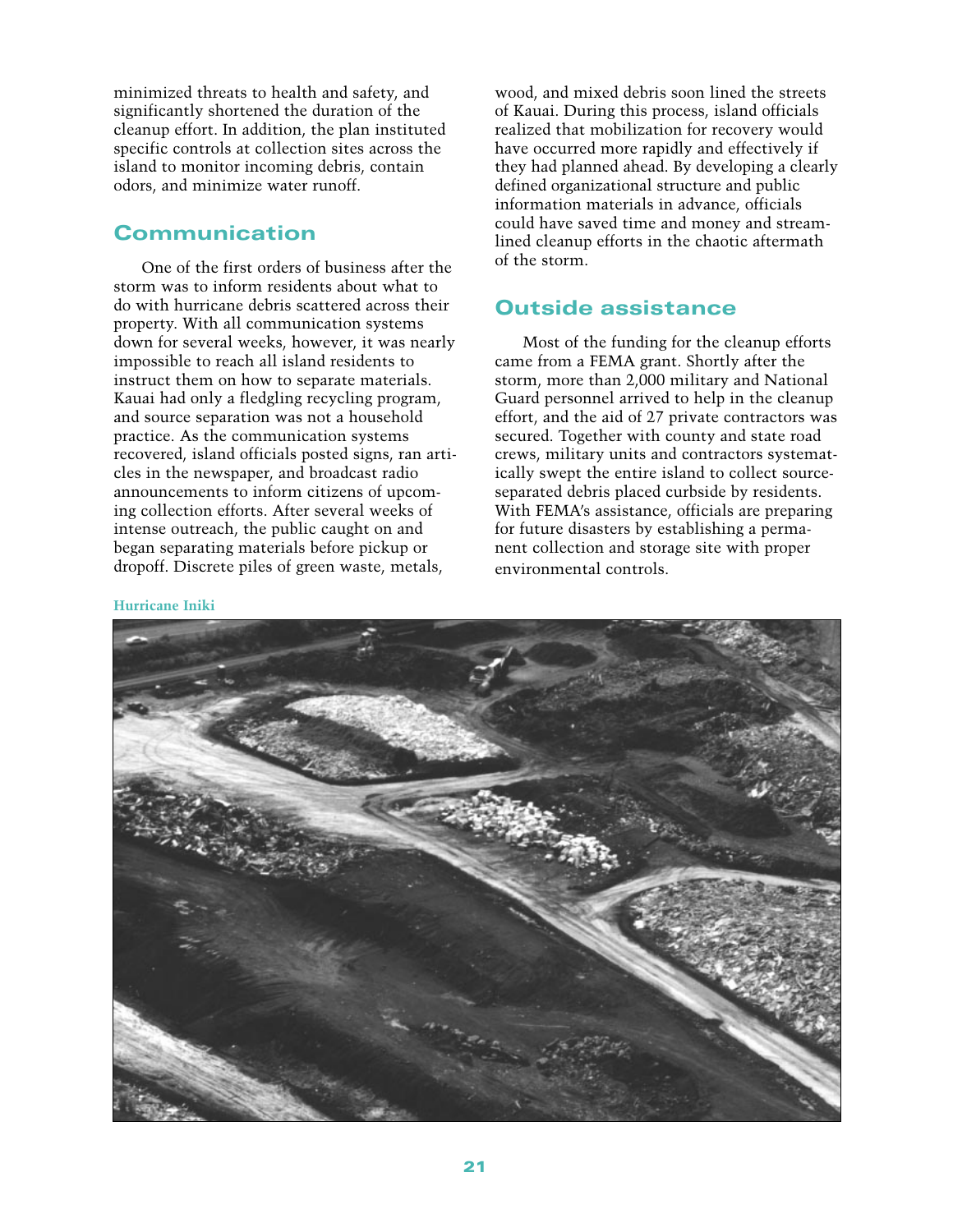minimized threats to health and safety, and significantly shortened the duration of the cleanup effort. In addition, the plan instituted specific controls at collection sites across the island to monitor incoming debris, contain odors, and minimize water runoff.

## Communication

One of the first orders of business after the storm was to inform residents about what to do with hurricane debris scattered across their property. With all communication systems down for several weeks, however, it was nearly impossible to reach all island residents to instruct them on how to separate materials. Kauai had only a fledgling recycling program, and source separation was not a household practice. As the communication systems recovered, island officials posted signs, ran articles in the newspaper, and broadcast radio announcements to inform citizens of upcoming collection efforts. After several weeks of intense outreach, the public caught on and began separating materials before pickup or dropoff. Discrete piles of green waste, metals, wood, and mixed debris soon lined the streets of Kauai. During this process, island officials realized that mobilization for recovery would have occurred more rapidly and effectively if they had planned ahead. By developing a clearly defined organizational structure and public information materials in advance, officials could have saved time and money and streamlined cleanup efforts in the chaotic aftermath of the storm.

## Outside assistance

Most of the funding for the cleanup efforts came from a FEMA grant. Shortly after the storm, more than 2,000 military and National Guard personnel arrived to help in the cleanup effort, and the aid of 27 private contractors was secured. Together with county and state road crews, military units and contractors systematically swept the entire island to collect source-separated debris placed curbside by residents. With FEMA's assistance, officials are preparing for future disasters by establishing a permanent collection and storage site with proper environmental controls.

**Hurricane Iniki**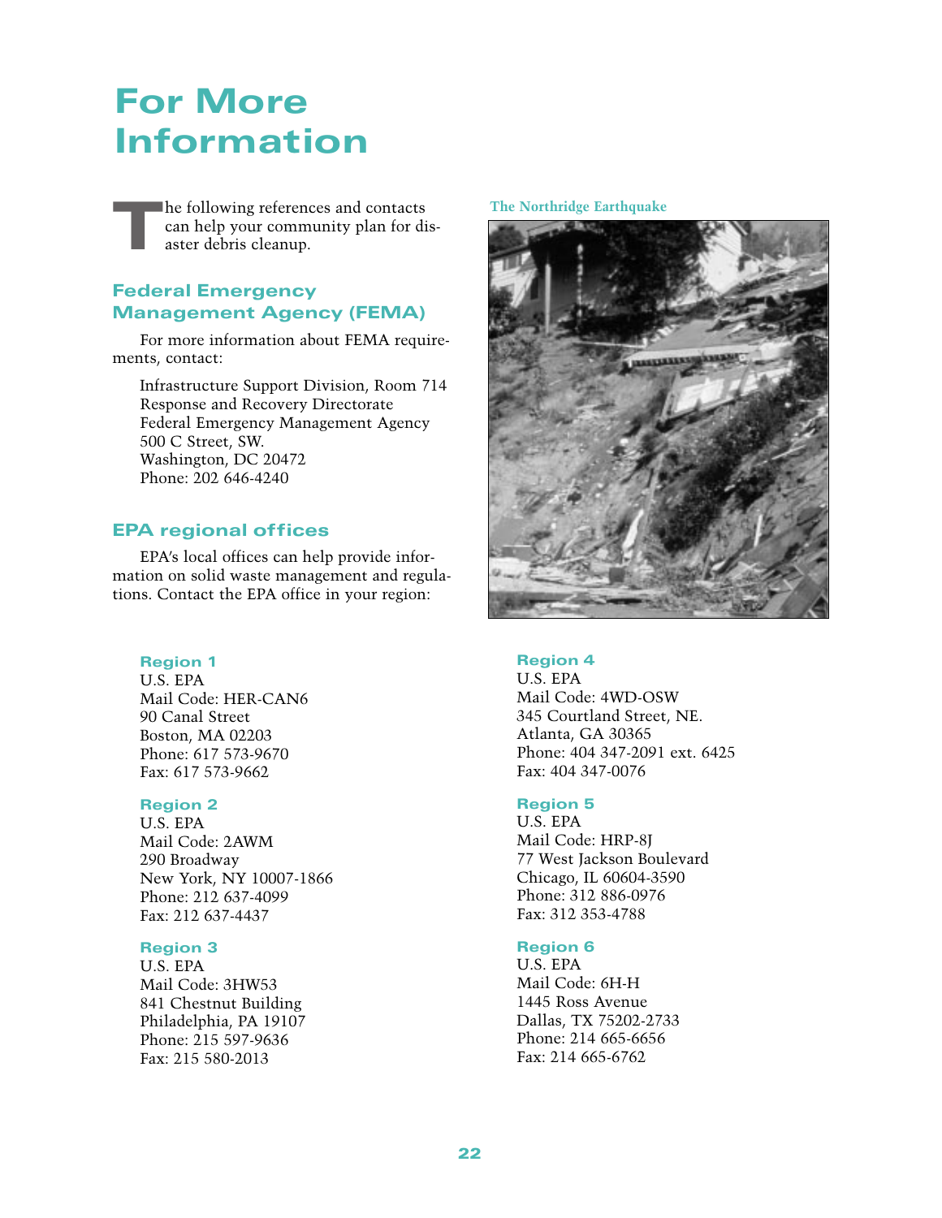# For More Information

The following references and contacts can help your community plan for disaster debris cleanup.

## Federal Emergency Management Agency (FEMA)

For more information about FEMA requirements, contact:

Infrastructure Support Division, Room 714
Response and Recovery Directorate
Federal Emergency Management Agency
500 C Street, SW.
Washington, DC 20472
Phone: 202 646-4240

## EPA regional offices

EPA's local offices can help provide information on solid waste management and regulations. Contact the EPA office in your region:

The Northridge Earthquake

### Region 1

U.S. EPA
Mail Code: HER-CAN6
90 Canal Street
Boston, MA 02203
Phone: 617 573-9670
Fax: 617 573-9662

### Region 2

U.S. EPA
Mail Code: 2AWM
290 Broadway
New York, NY 10007-1866
Phone: 212 637-4099
Fax: 212 637-4437

### Region 3

U.S. EPA
Mail Code: 3HW53
841 Chestnut Building
Philadelphia, PA 19107
Phone: 215 597-9636
Fax: 215 580-2013

### Region 4

U.S. EPA
Mail Code: 4WD-OSW
345 Courtland Street, NE.
Atlanta, GA 30365
Phone: 404 347-2091 ext. 6425
Fax: 404 347-0076

### Region 5

U.S. EPA
Mail Code: HRP-8J
77 West Jackson Boulevard
Chicago, IL 60604-3590
Phone: 312 886-0976
Fax: 312 353-4788

### Region 6

U.S. EPA
Mail Code: 6H-H
1445 Ross Avenue
Dallas, TX 75202-2733
Phone: 214 665-6656
Fax: 214 665-6762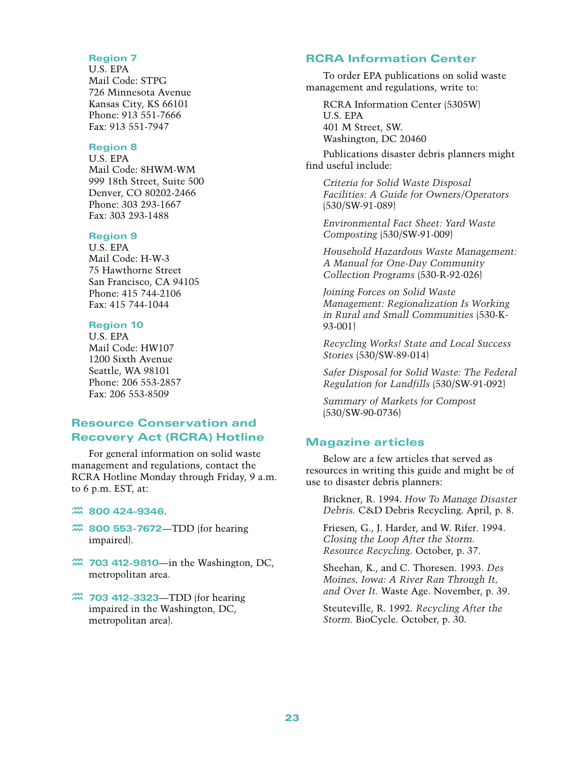### Region 7

U.S. EPA
Mail Code: STPG
726 Minnesota Avenue
Kansas City, KS 66101
Phone: 913 551-7666
Fax: 913 551-7947

### Region 8

U.S. EPA
Mail Code: 8HWM-WM
999 18th Street, Suite 500
Denver, CO 80202-2466
Phone: 303 293-1667
Fax: 303 293-1488

### Region 9

U.S. EPA
Mail Code: H-W-3
75 Hawthorne Street
San Francisco, CA 94105
Phone: 415 744-2106
Fax: 415 744-1044

### Region 10

U.S. EPA
Mail Code: HW107
1200 Sixth Avenue
Seattle, WA 98101
Phone: 206 553-2857
Fax: 206 553-8509

## Resource Conservation and Recovery Act (RCRA) Hotline

For general information on solid waste management and regulations, contact the RCRA Hotline Monday through Friday, 9 a.m. to 6 p.m. EST, at:

- **800 424-9346**.
- **800 553-7672**—TDD (for hearing impaired).
- **703 412-9810**—in the Washington, DC, metropolitan area.
- **703 412-3323**—TDD (for hearing impaired in the Washington, DC, metropolitan area).

## RCRA Information Center

To order EPA publications on solid waste management and regulations, write to:

RCRA Information Center (5305W)
U.S. EPA
401 M Street, SW.
Washington, DC 20460

Publications disaster debris planners might find useful include:

*Criteria for Solid Waste Disposal Facilities: A Guide for Owners/Operators* (530/SW-91-089)

*Environmental Fact Sheet: Yard Waste Composting* (530/SW-91-009)

*Household Hazardous Waste Management: A Manual for One-Day Community Collection Programs* (530-R-92-026)

*Joining Forces on Solid Waste Management: Regionalization Is Working in Rural and Small Communities* (530-K-93-001)

*Recycling Works! State and Local Success Stories* (530/SW-89-014)

*Safer Disposal for Solid Waste: The Federal Regulation for Landfills* (530/SW-91-092)

*Summary of Markets for Compost* (530/SW-90-0736)

## Magazine articles

Below are a few articles that served as resources in writing this guide and might be of use to disaster debris planners:

Brickner, R. 1994. *How To Manage Disaster Debris.* C&D Debris Recycling. April, p. 8.

Friesen, G., J. Harder, and W. Rifer. 1994. *Closing the Loop After the Storm. Resource Recycling*. October, p. 37.

Sheehan, K., and C. Thoresen. 1993. *Des Moines, Iowa: A River Ran Through It, and Over It.* Waste Age. November, p. 39.

Steuteville, R. 1992. *Recycling After the Storm.* BioCycle. October, p. 30.